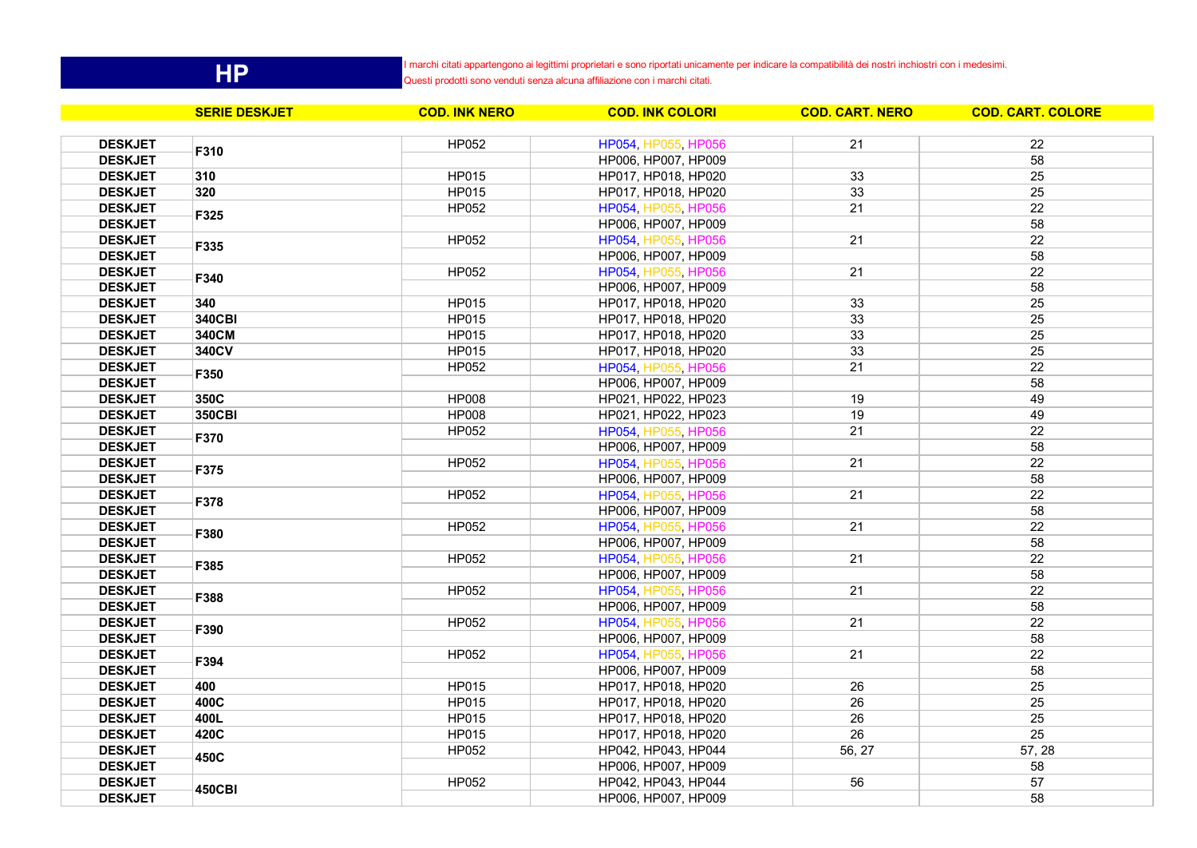# HP

I marchi citati appartengono ai legittimi proprietari e sono riportati unicamente per indicare la compatibilità dei nostri inchiostri con i medesimi.
Questi prodotti sono venduti senza alcuna affiliazione con i marchi citati.

| | SERIE DESKJET | COD. INK NERO | COD. INK COLORI | COD. CART. NERO | COD. CART. COLORE |
|---|---|---|---|---|---|
| **DESKJET** | **F310** | HP052 | HP054, HP055, HP056 | 21 | 22 |
| **DESKJET** | | | HP006, HP007, HP009 | | 58 |
| **DESKJET** | **310** | HP015 | HP017, HP018, HP020 | 33 | 25 |
| **DESKJET** | **320** | HP015 | HP017, HP018, HP020 | 33 | 25 |
| **DESKJET** | **F325** | HP052 | HP054, HP055, HP056 | 21 | 22 |
| **DESKJET** | | | HP006, HP007, HP009 | | 58 |
| **DESKJET** | **F335** | HP052 | HP054, HP055, HP056 | 21 | 22 |
| **DESKJET** | | | HP006, HP007, HP009 | | 58 |
| **DESKJET** | **F340** | HP052 | HP054, HP055, HP056 | 21 | 22 |
| **DESKJET** | | | HP006, HP007, HP009 | | 58 |
| **DESKJET** | **340** | HP015 | HP017, HP018, HP020 | 33 | 25 |
| **DESKJET** | **340CBI** | HP015 | HP017, HP018, HP020 | 33 | 25 |
| **DESKJET** | **340CM** | HP015 | HP017, HP018, HP020 | 33 | 25 |
| **DESKJET** | **340CV** | HP015 | HP017, HP018, HP020 | 33 | 25 |
| **DESKJET** | **F350** | HP052 | HP054, HP055, HP056 | 21 | 22 |
| **DESKJET** | | | HP006, HP007, HP009 | | 58 |
| **DESKJET** | **350C** | HP008 | HP021, HP022, HP023 | 19 | 49 |
| **DESKJET** | **350CBI** | HP008 | HP021, HP022, HP023 | 19 | 49 |
| **DESKJET** | **F370** | HP052 | HP054, HP055, HP056 | 21 | 22 |
| **DESKJET** | | | HP006, HP007, HP009 | | 58 |
| **DESKJET** | **F375** | HP052 | HP054, HP055, HP056 | 21 | 22 |
| **DESKJET** | | | HP006, HP007, HP009 | | 58 |
| **DESKJET** | **F378** | HP052 | HP054, HP055, HP056 | 21 | 22 |
| **DESKJET** | | | HP006, HP007, HP009 | | 58 |
| **DESKJET** | **F380** | HP052 | HP054, HP055, HP056 | 21 | 22 |
| **DESKJET** | | | HP006, HP007, HP009 | | 58 |
| **DESKJET** | **F385** | HP052 | HP054, HP055, HP056 | 21 | 22 |
| **DESKJET** | | | HP006, HP007, HP009 | | 58 |
| **DESKJET** | **F388** | HP052 | HP054, HP055, HP056 | 21 | 22 |
| **DESKJET** | | | HP006, HP007, HP009 | | 58 |
| **DESKJET** | **F390** | HP052 | HP054, HP055, HP056 | 21 | 22 |
| **DESKJET** | | | HP006, HP007, HP009 | | 58 |
| **DESKJET** | **F394** | HP052 | HP054, HP055, HP056 | 21 | 22 |
| **DESKJET** | | | HP006, HP007, HP009 | | 58 |
| **DESKJET** | **400** | HP015 | HP017, HP018, HP020 | 26 | 25 |
| **DESKJET** | **400C** | HP015 | HP017, HP018, HP020 | 26 | 25 |
| **DESKJET** | **400L** | HP015 | HP017, HP018, HP020 | 26 | 25 |
| **DESKJET** | **420C** | HP015 | HP017, HP018, HP020 | 26 | 25 |
| **DESKJET** | **450C** | HP052 | HP042, HP043, HP044 | 56, 27 | 57, 28 |
| **DESKJET** | | | HP006, HP007, HP009 | | 58 |
| **DESKJET** | **450CBI** | HP052 | HP042, HP043, HP044 | 56 | 57 |
| **DESKJET** | | | HP006, HP007, HP009 | | 58 |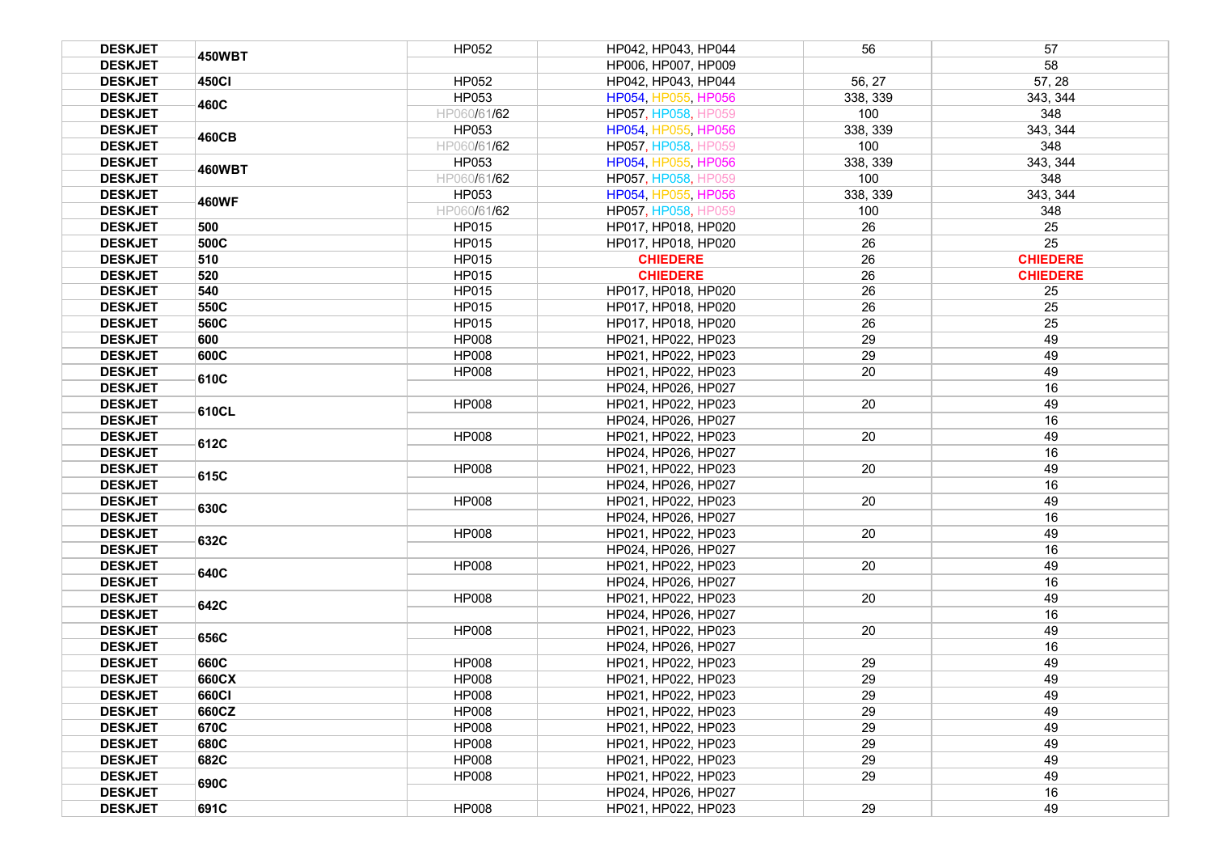| | | | | | |
|---|---|---|---|---|---|
| DESKJET | 450WBT | HP052 | HP042, HP043, HP044 | 56 | 57 |
| DESKJET | | | HP006, HP007, HP009 | | 58 |
| DESKJET | 450CI | HP052 | HP042, HP043, HP044 | 56, 27 | 57, 28 |
| DESKJET | 460C | HP053 | HP054, HP055, HP056 | 338, 339 | 343, 344 |
| DESKJET | | HP060/61/62 | HP057, HP058, HP059 | 100 | 348 |
| DESKJET | 460CB | HP053 | HP054, HP055, HP056 | 338, 339 | 343, 344 |
| DESKJET | | HP060/61/62 | HP057, HP058, HP059 | 100 | 348 |
| DESKJET | 460WBT | HP053 | HP054, HP055, HP056 | 338, 339 | 343, 344 |
| DESKJET | | HP060/61/62 | HP057, HP058, HP059 | 100 | 348 |
| DESKJET | 460WF | HP053 | HP054, HP055, HP056 | 338, 339 | 343, 344 |
| DESKJET | | HP060/61/62 | HP057, HP058, HP059 | 100 | 348 |
| DESKJET | 500 | HP015 | HP017, HP018, HP020 | 26 | 25 |
| DESKJET | 500C | HP015 | HP017, HP018, HP020 | 26 | 25 |
| DESKJET | 510 | HP015 | **CHIEDERE** | 26 | **CHIEDERE** |
| DESKJET | 520 | HP015 | **CHIEDERE** | 26 | **CHIEDERE** |
| DESKJET | 540 | HP015 | HP017, HP018, HP020 | 26 | 25 |
| DESKJET | 550C | HP015 | HP017, HP018, HP020 | 26 | 25 |
| DESKJET | 560C | HP015 | HP017, HP018, HP020 | 26 | 25 |
| DESKJET | 600 | HP008 | HP021, HP022, HP023 | 29 | 49 |
| DESKJET | 600C | HP008 | HP021, HP022, HP023 | 29 | 49 |
| DESKJET | 610C | HP008 | HP021, HP022, HP023 | 20 | 49 |
| DESKJET | | | HP024, HP026, HP027 | | 16 |
| DESKJET | 610CL | HP008 | HP021, HP022, HP023 | 20 | 49 |
| DESKJET | | | HP024, HP026, HP027 | | 16 |
| DESKJET | 612C | HP008 | HP021, HP022, HP023 | 20 | 49 |
| DESKJET | | | HP024, HP026, HP027 | | 16 |
| DESKJET | 615C | HP008 | HP021, HP022, HP023 | 20 | 49 |
| DESKJET | | | HP024, HP026, HP027 | | 16 |
| DESKJET | 630C | HP008 | HP021, HP022, HP023 | 20 | 49 |
| DESKJET | | | HP024, HP026, HP027 | | 16 |
| DESKJET | 632C | HP008 | HP021, HP022, HP023 | 20 | 49 |
| DESKJET | | | HP024, HP026, HP027 | | 16 |
| DESKJET | 640C | HP008 | HP021, HP022, HP023 | 20 | 49 |
| DESKJET | | | HP024, HP026, HP027 | | 16 |
| DESKJET | 642C | HP008 | HP021, HP022, HP023 | 20 | 49 |
| DESKJET | | | HP024, HP026, HP027 | | 16 |
| DESKJET | 656C | HP008 | HP021, HP022, HP023 | 20 | 49 |
| DESKJET | | | HP024, HP026, HP027 | | 16 |
| DESKJET | 660C | HP008 | HP021, HP022, HP023 | 29 | 49 |
| DESKJET | 660CX | HP008 | HP021, HP022, HP023 | 29 | 49 |
| DESKJET | 660CI | HP008 | HP021, HP022, HP023 | 29 | 49 |
| DESKJET | 660CZ | HP008 | HP021, HP022, HP023 | 29 | 49 |
| DESKJET | 670C | HP008 | HP021, HP022, HP023 | 29 | 49 |
| DESKJET | 680C | HP008 | HP021, HP022, HP023 | 29 | 49 |
| DESKJET | 682C | HP008 | HP021, HP022, HP023 | 29 | 49 |
| DESKJET | 690C | HP008 | HP021, HP022, HP023 | 29 | 49 |
| DESKJET | | | HP024, HP026, HP027 | | 16 |
| DESKJET | 691C | HP008 | HP021, HP022, HP023 | 29 | 49 |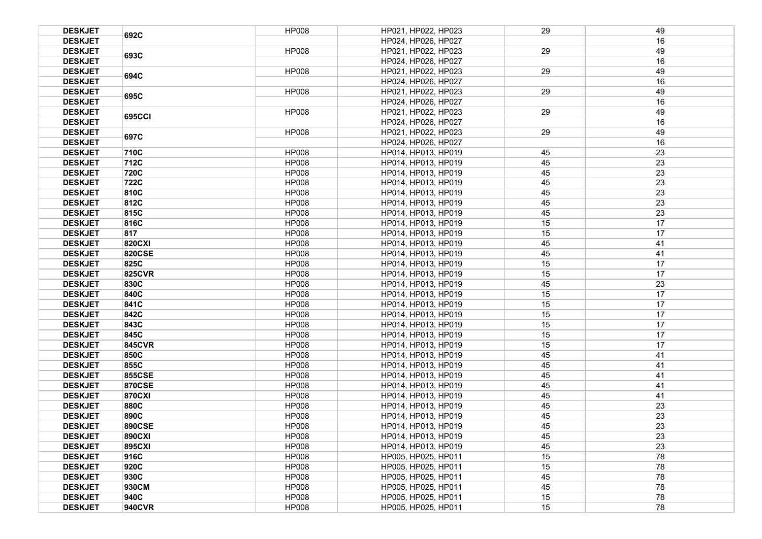| | | | | | |
|---|---|---|---|---|---|
| DESKJET | 692C | HP008 | HP021, HP022, HP023 | 29 | 49 |
| DESKJET | | | HP024, HP026, HP027 | | 16 |
| DESKJET | 693C | HP008 | HP021, HP022, HP023 | 29 | 49 |
| DESKJET | | | HP024, HP026, HP027 | | 16 |
| DESKJET | 694C | HP008 | HP021, HP022, HP023 | 29 | 49 |
| DESKJET | | | HP024, HP026, HP027 | | 16 |
| DESKJET | 695C | HP008 | HP021, HP022, HP023 | 29 | 49 |
| DESKJET | | | HP024, HP026, HP027 | | 16 |
| DESKJET | 695CCI | HP008 | HP021, HP022, HP023 | 29 | 49 |
| DESKJET | | | HP024, HP026, HP027 | | 16 |
| DESKJET | 697C | HP008 | HP021, HP022, HP023 | 29 | 49 |
| DESKJET | | | HP024, HP026, HP027 | | 16 |
| DESKJET | 710C | HP008 | HP014, HP013, HP019 | 45 | 23 |
| DESKJET | 712C | HP008 | HP014, HP013, HP019 | 45 | 23 |
| DESKJET | 720C | HP008 | HP014, HP013, HP019 | 45 | 23 |
| DESKJET | 722C | HP008 | HP014, HP013, HP019 | 45 | 23 |
| DESKJET | 810C | HP008 | HP014, HP013, HP019 | 45 | 23 |
| DESKJET | 812C | HP008 | HP014, HP013, HP019 | 45 | 23 |
| DESKJET | 815C | HP008 | HP014, HP013, HP019 | 45 | 23 |
| DESKJET | 816C | HP008 | HP014, HP013, HP019 | 15 | 17 |
| DESKJET | 817 | HP008 | HP014, HP013, HP019 | 15 | 17 |
| DESKJET | 820CXI | HP008 | HP014, HP013, HP019 | 45 | 41 |
| DESKJET | 820CSE | HP008 | HP014, HP013, HP019 | 45 | 41 |
| DESKJET | 825C | HP008 | HP014, HP013, HP019 | 15 | 17 |
| DESKJET | 825CVR | HP008 | HP014, HP013, HP019 | 15 | 17 |
| DESKJET | 830C | HP008 | HP014, HP013, HP019 | 45 | 23 |
| DESKJET | 840C | HP008 | HP014, HP013, HP019 | 15 | 17 |
| DESKJET | 841C | HP008 | HP014, HP013, HP019 | 15 | 17 |
| DESKJET | 842C | HP008 | HP014, HP013, HP019 | 15 | 17 |
| DESKJET | 843C | HP008 | HP014, HP013, HP019 | 15 | 17 |
| DESKJET | 845C | HP008 | HP014, HP013, HP019 | 15 | 17 |
| DESKJET | 845CVR | HP008 | HP014, HP013, HP019 | 15 | 17 |
| DESKJET | 850C | HP008 | HP014, HP013, HP019 | 45 | 41 |
| DESKJET | 855C | HP008 | HP014, HP013, HP019 | 45 | 41 |
| DESKJET | 855CSE | HP008 | HP014, HP013, HP019 | 45 | 41 |
| DESKJET | 870CSE | HP008 | HP014, HP013, HP019 | 45 | 41 |
| DESKJET | 870CXI | HP008 | HP014, HP013, HP019 | 45 | 41 |
| DESKJET | 880C | HP008 | HP014, HP013, HP019 | 45 | 23 |
| DESKJET | 890C | HP008 | HP014, HP013, HP019 | 45 | 23 |
| DESKJET | 890CSE | HP008 | HP014, HP013, HP019 | 45 | 23 |
| DESKJET | 890CXI | HP008 | HP014, HP013, HP019 | 45 | 23 |
| DESKJET | 895CXI | HP008 | HP014, HP013, HP019 | 45 | 23 |
| DESKJET | 916C | HP008 | HP005, HP025, HP011 | 15 | 78 |
| DESKJET | 920C | HP008 | HP005, HP025, HP011 | 15 | 78 |
| DESKJET | 930C | HP008 | HP005, HP025, HP011 | 45 | 78 |
| DESKJET | 930CM | HP008 | HP005, HP025, HP011 | 45 | 78 |
| DESKJET | 940C | HP008 | HP005, HP025, HP011 | 15 | 78 |
| DESKJET | 940CVR | HP008 | HP005, HP025, HP011 | 15 | 78 |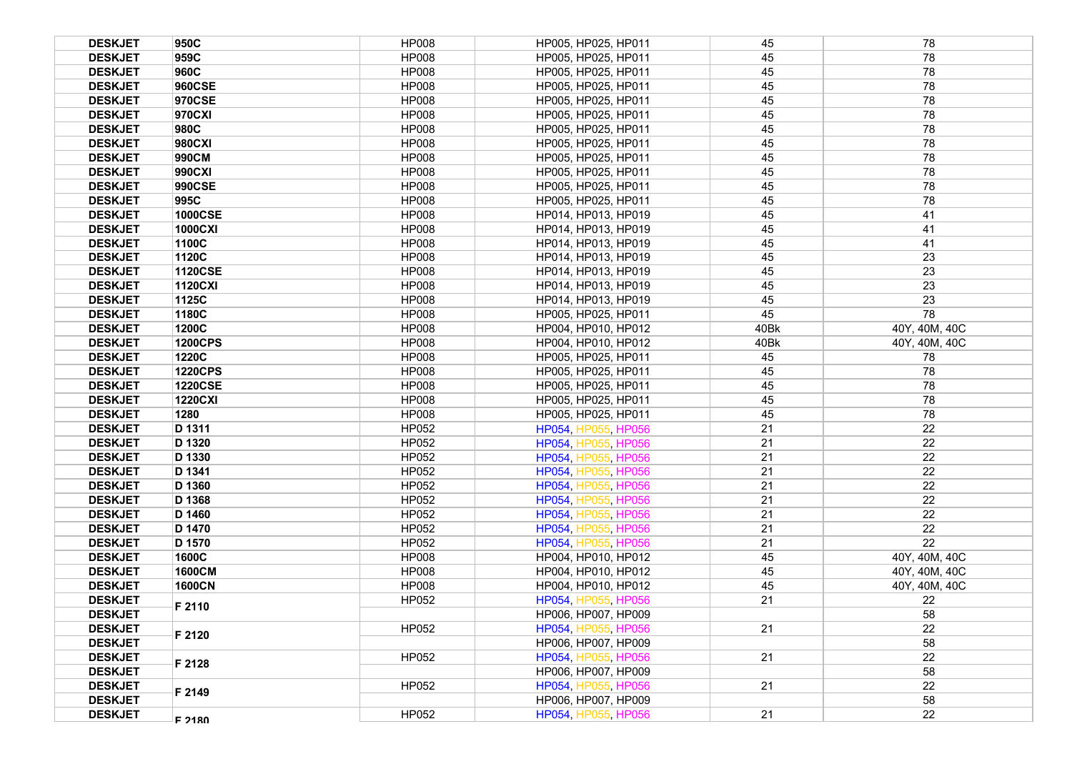| | | | | | |
|---|---|---|---|---|---|
| **DESKJET** | **950C** | HP008 | HP005, HP025, HP011 | 45 | 78 |
| **DESKJET** | **959C** | HP008 | HP005, HP025, HP011 | 45 | 78 |
| **DESKJET** | **960C** | HP008 | HP005, HP025, HP011 | 45 | 78 |
| **DESKJET** | **960CSE** | HP008 | HP005, HP025, HP011 | 45 | 78 |
| **DESKJET** | **970CSE** | HP008 | HP005, HP025, HP011 | 45 | 78 |
| **DESKJET** | **970CXI** | HP008 | HP005, HP025, HP011 | 45 | 78 |
| **DESKJET** | **980C** | HP008 | HP005, HP025, HP011 | 45 | 78 |
| **DESKJET** | **980CXI** | HP008 | HP005, HP025, HP011 | 45 | 78 |
| **DESKJET** | **990CM** | HP008 | HP005, HP025, HP011 | 45 | 78 |
| **DESKJET** | **990CXI** | HP008 | HP005, HP025, HP011 | 45 | 78 |
| **DESKJET** | **990CSE** | HP008 | HP005, HP025, HP011 | 45 | 78 |
| **DESKJET** | **995C** | HP008 | HP005, HP025, HP011 | 45 | 78 |
| **DESKJET** | **1000CSE** | HP008 | HP014, HP013, HP019 | 45 | 41 |
| **DESKJET** | **1000CXI** | HP008 | HP014, HP013, HP019 | 45 | 41 |
| **DESKJET** | **1100C** | HP008 | HP014, HP013, HP019 | 45 | 41 |
| **DESKJET** | **1120C** | HP008 | HP014, HP013, HP019 | 45 | 23 |
| **DESKJET** | **1120CSE** | HP008 | HP014, HP013, HP019 | 45 | 23 |
| **DESKJET** | **1120CXI** | HP008 | HP014, HP013, HP019 | 45 | 23 |
| **DESKJET** | **1125C** | HP008 | HP014, HP013, HP019 | 45 | 23 |
| **DESKJET** | **1180C** | HP008 | HP005, HP025, HP011 | 45 | 78 |
| **DESKJET** | **1200C** | HP008 | HP004, HP010, HP012 | 40Bk | 40Y, 40M, 40C |
| **DESKJET** | **1200CPS** | HP008 | HP004, HP010, HP012 | 40Bk | 40Y, 40M, 40C |
| **DESKJET** | **1220C** | HP008 | HP005, HP025, HP011 | 45 | 78 |
| **DESKJET** | **1220CPS** | HP008 | HP005, HP025, HP011 | 45 | 78 |
| **DESKJET** | **1220CSE** | HP008 | HP005, HP025, HP011 | 45 | 78 |
| **DESKJET** | **1220CXI** | HP008 | HP005, HP025, HP011 | 45 | 78 |
| **DESKJET** | **1280** | HP008 | HP005, HP025, HP011 | 45 | 78 |
| **DESKJET** | **D 1311** | HP052 | HP054, HP055, HP056 | 21 | 22 |
| **DESKJET** | **D 1320** | HP052 | HP054, HP055, HP056 | 21 | 22 |
| **DESKJET** | **D 1330** | HP052 | HP054, HP055, HP056 | 21 | 22 |
| **DESKJET** | **D 1341** | HP052 | HP054, HP055, HP056 | 21 | 22 |
| **DESKJET** | **D 1360** | HP052 | HP054, HP055, HP056 | 21 | 22 |
| **DESKJET** | **D 1368** | HP052 | HP054, HP055, HP056 | 21 | 22 |
| **DESKJET** | **D 1460** | HP052 | HP054, HP055, HP056 | 21 | 22 |
| **DESKJET** | **D 1470** | HP052 | HP054, HP055, HP056 | 21 | 22 |
| **DESKJET** | **D 1570** | HP052 | HP054, HP055, HP056 | 21 | 22 |
| **DESKJET** | **1600C** | HP008 | HP004, HP010, HP012 | 45 | 40Y, 40M, 40C |
| **DESKJET** | **1600CM** | HP008 | HP004, HP010, HP012 | 45 | 40Y, 40M, 40C |
| **DESKJET** | **1600CN** | HP008 | HP004, HP010, HP012 | 45 | 40Y, 40M, 40C |
| **DESKJET** | **F 2110** | HP052 | HP054, HP055, HP056 | 21 | 22 |
| **DESKJET** | | | HP006, HP007, HP009 | | 58 |
| **DESKJET** | **F 2120** | HP052 | HP054, HP055, HP056 | 21 | 22 |
| **DESKJET** | | | HP006, HP007, HP009 | | 58 |
| **DESKJET** | **F 2128** | HP052 | HP054, HP055, HP056 | 21 | 22 |
| **DESKJET** | | | HP006, HP007, HP009 | | 58 |
| **DESKJET** | **F 2149** | HP052 | HP054, HP055, HP056 | 21 | 22 |
| **DESKJET** | | | HP006, HP007, HP009 | | 58 |
| **DESKJET** | **F 2180** | HP052 | HP054, HP055, HP056 | 21 | 22 |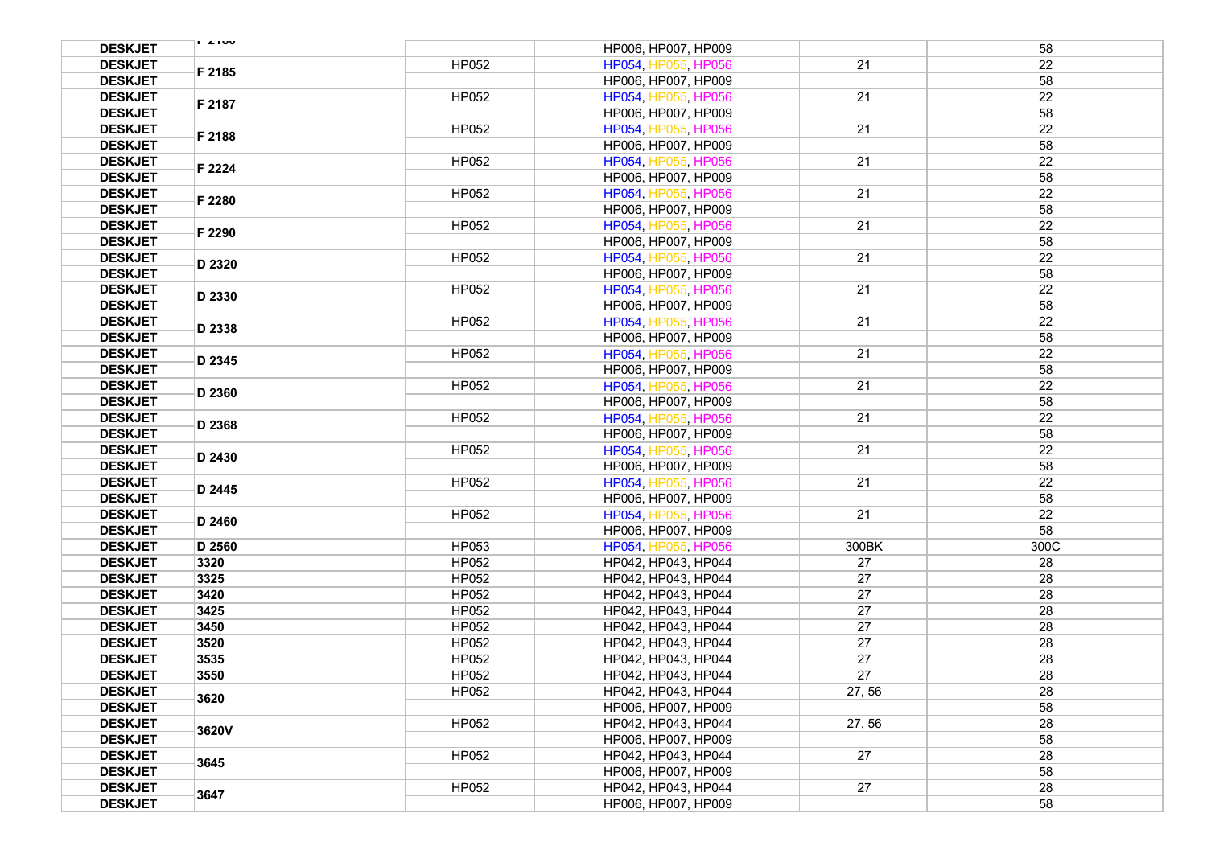| | | | | | |
|---|---|---|---|---|---|
| DESKJET | F 2180 | | HP006, HP007, HP009 | | 58 |
| DESKJET | F 2185 | HP052 | HP054, HP055, HP056 | 21 | 22 |
| DESKJET | | | HP006, HP007, HP009 | | 58 |
| DESKJET | F 2187 | HP052 | HP054, HP055, HP056 | 21 | 22 |
| DESKJET | | | HP006, HP007, HP009 | | 58 |
| DESKJET | F 2188 | HP052 | HP054, HP055, HP056 | 21 | 22 |
| DESKJET | | | HP006, HP007, HP009 | | 58 |
| DESKJET | F 2224 | HP052 | HP054, HP055, HP056 | 21 | 22 |
| DESKJET | | | HP006, HP007, HP009 | | 58 |
| DESKJET | F 2280 | HP052 | HP054, HP055, HP056 | 21 | 22 |
| DESKJET | | | HP006, HP007, HP009 | | 58 |
| DESKJET | F 2290 | HP052 | HP054, HP055, HP056 | 21 | 22 |
| DESKJET | | | HP006, HP007, HP009 | | 58 |
| DESKJET | D 2320 | HP052 | HP054, HP055, HP056 | 21 | 22 |
| DESKJET | | | HP006, HP007, HP009 | | 58 |
| DESKJET | D 2330 | HP052 | HP054, HP055, HP056 | 21 | 22 |
| DESKJET | | | HP006, HP007, HP009 | | 58 |
| DESKJET | D 2338 | HP052 | HP054, HP055, HP056 | 21 | 22 |
| DESKJET | | | HP006, HP007, HP009 | | 58 |
| DESKJET | D 2345 | HP052 | HP054, HP055, HP056 | 21 | 22 |
| DESKJET | | | HP006, HP007, HP009 | | 58 |
| DESKJET | D 2360 | HP052 | HP054, HP055, HP056 | 21 | 22 |
| DESKJET | | | HP006, HP007, HP009 | | 58 |
| DESKJET | D 2368 | HP052 | HP054, HP055, HP056 | 21 | 22 |
| DESKJET | | | HP006, HP007, HP009 | | 58 |
| DESKJET | D 2430 | HP052 | HP054, HP055, HP056 | 21 | 22 |
| DESKJET | | | HP006, HP007, HP009 | | 58 |
| DESKJET | D 2445 | HP052 | HP054, HP055, HP056 | 21 | 22 |
| DESKJET | | | HP006, HP007, HP009 | | 58 |
| DESKJET | D 2460 | HP052 | HP054, HP055, HP056 | 21 | 22 |
| DESKJET | | | HP006, HP007, HP009 | | 58 |
| DESKJET | D 2560 | HP053 | HP054, HP055, HP056 | 300BK | 300C |
| DESKJET | 3320 | HP052 | HP042, HP043, HP044 | 27 | 28 |
| DESKJET | 3325 | HP052 | HP042, HP043, HP044 | 27 | 28 |
| DESKJET | 3420 | HP052 | HP042, HP043, HP044 | 27 | 28 |
| DESKJET | 3425 | HP052 | HP042, HP043, HP044 | 27 | 28 |
| DESKJET | 3450 | HP052 | HP042, HP043, HP044 | 27 | 28 |
| DESKJET | 3520 | HP052 | HP042, HP043, HP044 | 27 | 28 |
| DESKJET | 3535 | HP052 | HP042, HP043, HP044 | 27 | 28 |
| DESKJET | 3550 | HP052 | HP042, HP043, HP044 | 27 | 28 |
| DESKJET | 3620 | HP052 | HP042, HP043, HP044 | 27, 56 | 28 |
| DESKJET | | | HP006, HP007, HP009 | | 58 |
| DESKJET | 3620V | HP052 | HP042, HP043, HP044 | 27, 56 | 28 |
| DESKJET | | | HP006, HP007, HP009 | | 58 |
| DESKJET | 3645 | HP052 | HP042, HP043, HP044 | 27 | 28 |
| DESKJET | | | HP006, HP007, HP009 | | 58 |
| DESKJET | 3647 | HP052 | HP042, HP043, HP044 | 27 | 28 |
| DESKJET | | | HP006, HP007, HP009 | | 58 |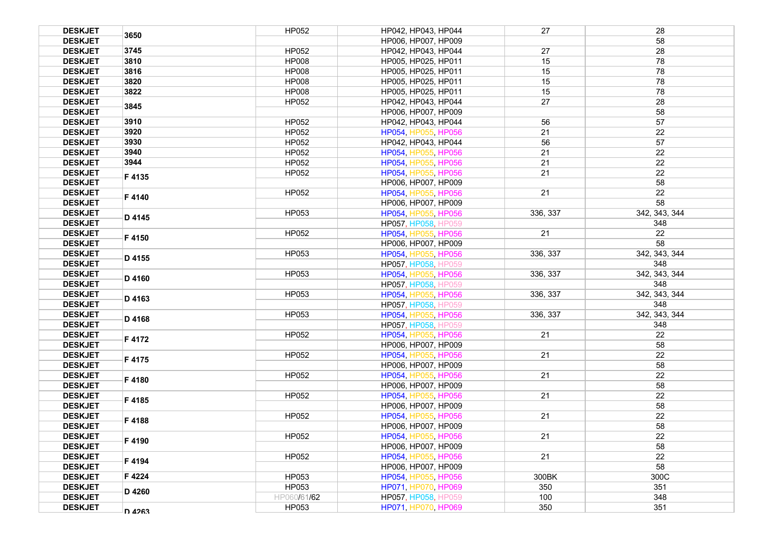| DESKJET | 3650 | HP052 | HP042, HP043, HP044 | 27 | 28 |
|---|---|---|---|---|---|
| DESKJET | | | HP006, HP007, HP009 | | 58 |
| DESKJET | 3745 | HP052 | HP042, HP043, HP044 | 27 | 28 |
| DESKJET | 3810 | HP008 | HP005, HP025, HP011 | 15 | 78 |
| DESKJET | 3816 | HP008 | HP005, HP025, HP011 | 15 | 78 |
| DESKJET | 3820 | HP008 | HP005, HP025, HP011 | 15 | 78 |
| DESKJET | 3822 | HP008 | HP005, HP025, HP011 | 15 | 78 |
| DESKJET | 3845 | HP052 | HP042, HP043, HP044 | 27 | 28 |
| DESKJET | | | HP006, HP007, HP009 | | 58 |
| DESKJET | 3910 | HP052 | HP042, HP043, HP044 | 56 | 57 |
| DESKJET | 3920 | HP052 | HP054, HP055, HP056 | 21 | 22 |
| DESKJET | 3930 | HP052 | HP042, HP043, HP044 | 56 | 57 |
| DESKJET | 3940 | HP052 | HP054, HP055, HP056 | 21 | 22 |
| DESKJET | 3944 | HP052 | HP054, HP055, HP056 | 21 | 22 |
| DESKJET | F 4135 | HP052 | HP054, HP055, HP056 | 21 | 22 |
| DESKJET | | | HP006, HP007, HP009 | | 58 |
| DESKJET | F 4140 | HP052 | HP054, HP055, HP056 | 21 | 22 |
| DESKJET | | | HP006, HP007, HP009 | | 58 |
| DESKJET | D 4145 | HP053 | HP054, HP055, HP056 | 336, 337 | 342, 343, 344 |
| DESKJET | | | HP057, HP058, HP059 | | 348 |
| DESKJET | F 4150 | HP052 | HP054, HP055, HP056 | 21 | 22 |
| DESKJET | | | HP006, HP007, HP009 | | 58 |
| DESKJET | D 4155 | HP053 | HP054, HP055, HP056 | 336, 337 | 342, 343, 344 |
| DESKJET | | | HP057, HP058, HP059 | | 348 |
| DESKJET | D 4160 | HP053 | HP054, HP055, HP056 | 336, 337 | 342, 343, 344 |
| DESKJET | | | HP057, HP058, HP059 | | 348 |
| DESKJET | D 4163 | HP053 | HP054, HP055, HP056 | 336, 337 | 342, 343, 344 |
| DESKJET | | | HP057, HP058, HP059 | | 348 |
| DESKJET | D 4168 | HP053 | HP054, HP055, HP056 | 336, 337 | 342, 343, 344 |
| DESKJET | | | HP057, HP058, HP059 | | 348 |
| DESKJET | F 4172 | HP052 | HP054, HP055, HP056 | 21 | 22 |
| DESKJET | | | HP006, HP007, HP009 | | 58 |
| DESKJET | F 4175 | HP052 | HP054, HP055, HP056 | 21 | 22 |
| DESKJET | | | HP006, HP007, HP009 | | 58 |
| DESKJET | F 4180 | HP052 | HP054, HP055, HP056 | 21 | 22 |
| DESKJET | | | HP006, HP007, HP009 | | 58 |
| DESKJET | F 4185 | HP052 | HP054, HP055, HP056 | 21 | 22 |
| DESKJET | | | HP006, HP007, HP009 | | 58 |
| DESKJET | F 4188 | HP052 | HP054, HP055, HP056 | 21 | 22 |
| DESKJET | | | HP006, HP007, HP009 | | 58 |
| DESKJET | F 4190 | HP052 | HP054, HP055, HP056 | 21 | 22 |
| DESKJET | | | HP006, HP007, HP009 | | 58 |
| DESKJET | F 4194 | HP052 | HP054, HP055, HP056 | 21 | 22 |
| DESKJET | | | HP006, HP007, HP009 | | 58 |
| DESKJET | F 4224 | HP053 | HP054, HP055, HP056 | 300BK | 300C |
| DESKJET | D 4260 | HP053 | HP071, HP070, HP069 | 350 | 351 |
| DESKJET | | HP060/61/62 | HP057, HP058, HP059 | 100 | 348 |
| DESKJET | D 4263 | HP053 | HP071, HP070, HP069 | 350 | 351 |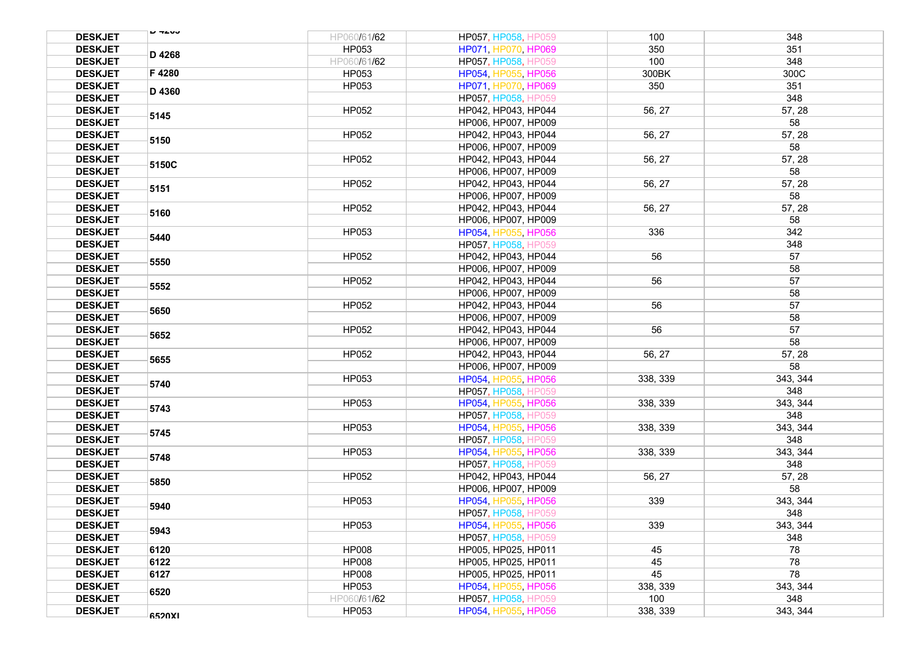| DESKJET | D 4265 | HP060/61/62 | HP057, HP058, HP059 | 100 | 348 |
|---|---|---|---|---|---|
| DESKJET | D 4268 | HP053 | HP071, HP070, HP069 | 350 | 351 |
| DESKJET | | HP060/61/62 | HP057, HP058, HP059 | 100 | 348 |
| DESKJET | F 4280 | HP053 | HP054, HP055, HP056 | 300BK | 300C |
| DESKJET | D 4360 | HP053 | HP071, HP070, HP069 | 350 | 351 |
| DESKJET | | | HP057, HP058, HP059 | | 348 |
| DESKJET | 5145 | HP052 | HP042, HP043, HP044 | 56, 27 | 57, 28 |
| DESKJET | | | HP006, HP007, HP009 | | 58 |
| DESKJET | 5150 | HP052 | HP042, HP043, HP044 | 56, 27 | 57, 28 |
| DESKJET | | | HP006, HP007, HP009 | | 58 |
| DESKJET | 5150C | HP052 | HP042, HP043, HP044 | 56, 27 | 57, 28 |
| DESKJET | | | HP006, HP007, HP009 | | 58 |
| DESKJET | 5151 | HP052 | HP042, HP043, HP044 | 56, 27 | 57, 28 |
| DESKJET | | | HP006, HP007, HP009 | | 58 |
| DESKJET | 5160 | HP052 | HP042, HP043, HP044 | 56, 27 | 57, 28 |
| DESKJET | | | HP006, HP007, HP009 | | 58 |
| DESKJET | 5440 | HP053 | HP054, HP055, HP056 | 336 | 342 |
| DESKJET | | | HP057, HP058, HP059 | | 348 |
| DESKJET | 5550 | HP052 | HP042, HP043, HP044 | 56 | 57 |
| DESKJET | | | HP006, HP007, HP009 | | 58 |
| DESKJET | 5552 | HP052 | HP042, HP043, HP044 | 56 | 57 |
| DESKJET | | | HP006, HP007, HP009 | | 58 |
| DESKJET | 5650 | HP052 | HP042, HP043, HP044 | 56 | 57 |
| DESKJET | | | HP006, HP007, HP009 | | 58 |
| DESKJET | 5652 | HP052 | HP042, HP043, HP044 | 56 | 57 |
| DESKJET | | | HP006, HP007, HP009 | | 58 |
| DESKJET | 5655 | HP052 | HP042, HP043, HP044 | 56, 27 | 57, 28 |
| DESKJET | | | HP006, HP007, HP009 | | 58 |
| DESKJET | 5740 | HP053 | HP054, HP055, HP056 | 338, 339 | 343, 344 |
| DESKJET | | | HP057, HP058, HP059 | | 348 |
| DESKJET | 5743 | HP053 | HP054, HP055, HP056 | 338, 339 | 343, 344 |
| DESKJET | | | HP057, HP058, HP059 | | 348 |
| DESKJET | 5745 | HP053 | HP054, HP055, HP056 | 338, 339 | 343, 344 |
| DESKJET | | | HP057, HP058, HP059 | | 348 |
| DESKJET | 5748 | HP053 | HP054, HP055, HP056 | 338, 339 | 343, 344 |
| DESKJET | | | HP057, HP058, HP059 | | 348 |
| DESKJET | 5850 | HP052 | HP042, HP043, HP044 | 56, 27 | 57, 28 |
| DESKJET | | | HP006, HP007, HP009 | | 58 |
| DESKJET | 5940 | HP053 | HP054, HP055, HP056 | 339 | 343, 344 |
| DESKJET | | | HP057, HP058, HP059 | | 348 |
| DESKJET | 5943 | HP053 | HP054, HP055, HP056 | 339 | 343, 344 |
| DESKJET | | | HP057, HP058, HP059 | | 348 |
| DESKJET | 6120 | HP008 | HP005, HP025, HP011 | 45 | 78 |
| DESKJET | 6122 | HP008 | HP005, HP025, HP011 | 45 | 78 |
| DESKJET | 6127 | HP008 | HP005, HP025, HP011 | 45 | 78 |
| DESKJET | 6520 | HP053 | HP054, HP055, HP056 | 338, 339 | 343, 344 |
| DESKJET | | HP060/61/62 | HP057, HP058, HP059 | 100 | 348 |
| DESKJET | 6520XL | HP053 | HP054, HP055, HP056 | 338, 339 | 343, 344 |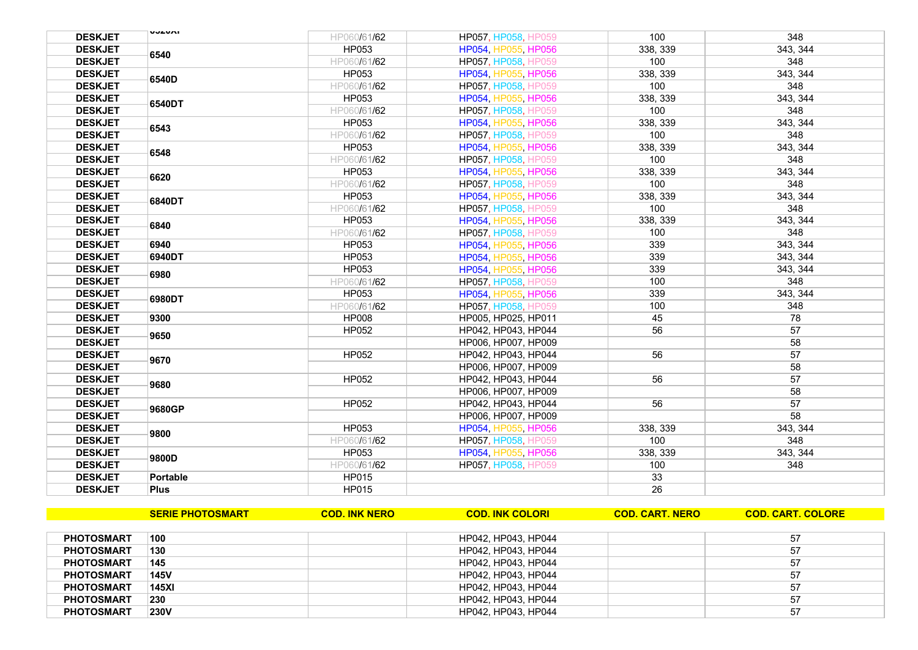| DESKJET | 6520XI | HP060/61/62 | HP057, HP058, HP059 | 100 | 348 |
|---|---|---|---|---|---|
| DESKJET | 6540 | HP053 | HP054, HP055, HP056 | 338, 339 | 343, 344 |
| DESKJET | | HP060/61/62 | HP057, HP058, HP059 | 100 | 348 |
| DESKJET | 6540D | HP053 | HP054, HP055, HP056 | 338, 339 | 343, 344 |
| DESKJET | | HP060/61/62 | HP057, HP058, HP059 | 100 | 348 |
| DESKJET | 6540DT | HP053 | HP054, HP055, HP056 | 338, 339 | 343, 344 |
| DESKJET | | HP060/61/62 | HP057, HP058, HP059 | 100 | 348 |
| DESKJET | 6543 | HP053 | HP054, HP055, HP056 | 338, 339 | 343, 344 |
| DESKJET | | HP060/61/62 | HP057, HP058, HP059 | 100 | 348 |
| DESKJET | 6548 | HP053 | HP054, HP055, HP056 | 338, 339 | 343, 344 |
| DESKJET | | HP060/61/62 | HP057, HP058, HP059 | 100 | 348 |
| DESKJET | 6620 | HP053 | HP054, HP055, HP056 | 338, 339 | 343, 344 |
| DESKJET | | HP060/61/62 | HP057, HP058, HP059 | 100 | 348 |
| DESKJET | 6840DT | HP053 | HP054, HP055, HP056 | 338, 339 | 343, 344 |
| DESKJET | | HP060/61/62 | HP057, HP058, HP059 | 100 | 348 |
| DESKJET | 6840 | HP053 | HP054, HP055, HP056 | 338, 339 | 343, 344 |
| DESKJET | | HP060/61/62 | HP057, HP058, HP059 | 100 | 348 |
| DESKJET | 6940 | HP053 | HP054, HP055, HP056 | 339 | 343, 344 |
| DESKJET | 6940DT | HP053 | HP054, HP055, HP056 | 339 | 343, 344 |
| DESKJET | 6980 | HP053 | HP054, HP055, HP056 | 339 | 343, 344 |
| DESKJET | | HP060/61/62 | HP057, HP058, HP059 | 100 | 348 |
| DESKJET | 6980DT | HP053 | HP054, HP055, HP056 | 339 | 343, 344 |
| DESKJET | | HP060/61/62 | HP057, HP058, HP059 | 100 | 348 |
| DESKJET | 9300 | HP008 | HP005, HP025, HP011 | 45 | 78 |
| DESKJET | 9650 | HP052 | HP042, HP043, HP044 | 56 | 57 |
| DESKJET | | | HP006, HP007, HP009 | | 58 |
| DESKJET | 9670 | HP052 | HP042, HP043, HP044 | 56 | 57 |
| DESKJET | | | HP006, HP007, HP009 | | 58 |
| DESKJET | 9680 | HP052 | HP042, HP043, HP044 | 56 | 57 |
| DESKJET | | | HP006, HP007, HP009 | | 58 |
| DESKJET | 9680GP | HP052 | HP042, HP043, HP044 | 56 | 57 |
| DESKJET | | | HP006, HP007, HP009 | | 58 |
| DESKJET | 9800 | HP053 | HP054, HP055, HP056 | 338, 339 | 343, 344 |
| DESKJET | | HP060/61/62 | HP057, HP058, HP059 | 100 | 348 |
| DESKJET | 9800D | HP053 | HP054, HP055, HP056 | 338, 339 | 343, 344 |
| DESKJET | | HP060/61/62 | HP057, HP058, HP059 | 100 | 348 |
| DESKJET | Portable | HP015 | | 33 | |
| DESKJET | Plus | HP015 | | 26 | |

| | SERIE PHOTOSMART | COD. INK NERO | COD. INK COLORI | COD. CART. NERO | COD. CART. COLORE |
|---|---|---|---|---|---|
| PHOTOSMART | 100 | | HP042, HP043, HP044 | | 57 |
| PHOTOSMART | 130 | | HP042, HP043, HP044 | | 57 |
| PHOTOSMART | 145 | | HP042, HP043, HP044 | | 57 |
| PHOTOSMART | 145V | | HP042, HP043, HP044 | | 57 |
| PHOTOSMART | 145XI | | HP042, HP043, HP044 | | 57 |
| PHOTOSMART | 230 | | HP042, HP043, HP044 | | 57 |
| PHOTOSMART | 230V | | HP042, HP043, HP044 | | 57 |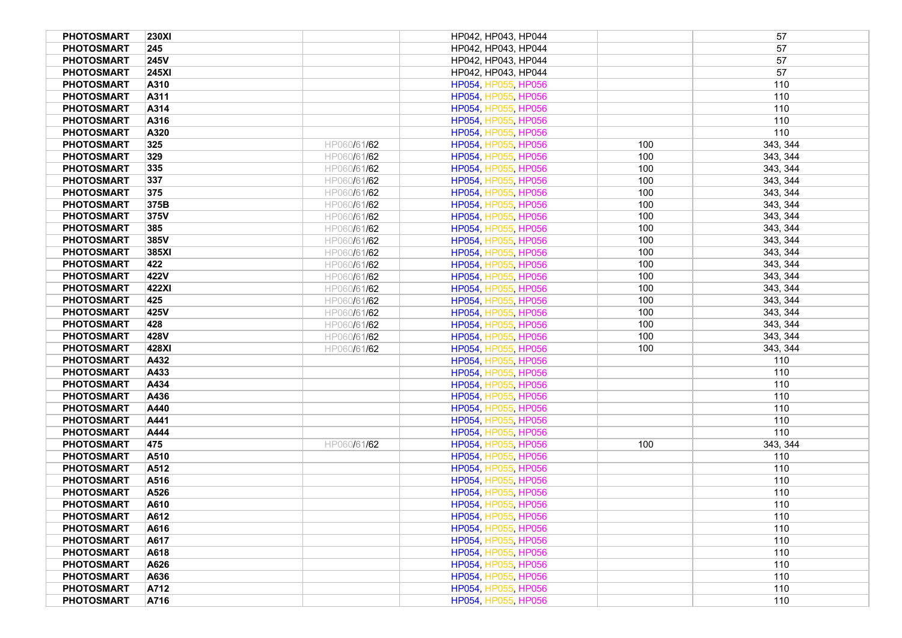| PHOTOSMART | 230XI | | HP042, HP043, HP044 | | 57 |
|---|---|---|---|---|---|
| PHOTOSMART | 245 | | HP042, HP043, HP044 | | 57 |
| PHOTOSMART | 245V | | HP042, HP043, HP044 | | 57 |
| PHOTOSMART | 245XI | | HP042, HP043, HP044 | | 57 |
| PHOTOSMART | A310 | | HP054, HP055, HP056 | | 110 |
| PHOTOSMART | A311 | | HP054, HP055, HP056 | | 110 |
| PHOTOSMART | A314 | | HP054, HP055, HP056 | | 110 |
| PHOTOSMART | A316 | | HP054, HP055, HP056 | | 110 |
| PHOTOSMART | A320 | | HP054, HP055, HP056 | | 110 |
| PHOTOSMART | 325 | HP060/61/62 | HP054, HP055, HP056 | 100 | 343, 344 |
| PHOTOSMART | 329 | HP060/61/62 | HP054, HP055, HP056 | 100 | 343, 344 |
| PHOTOSMART | 335 | HP060/61/62 | HP054, HP055, HP056 | 100 | 343, 344 |
| PHOTOSMART | 337 | HP060/61/62 | HP054, HP055, HP056 | 100 | 343, 344 |
| PHOTOSMART | 375 | HP060/61/62 | HP054, HP055, HP056 | 100 | 343, 344 |
| PHOTOSMART | 375B | HP060/61/62 | HP054, HP055, HP056 | 100 | 343, 344 |
| PHOTOSMART | 375V | HP060/61/62 | HP054, HP055, HP056 | 100 | 343, 344 |
| PHOTOSMART | 385 | HP060/61/62 | HP054, HP055, HP056 | 100 | 343, 344 |
| PHOTOSMART | 385V | HP060/61/62 | HP054, HP055, HP056 | 100 | 343, 344 |
| PHOTOSMART | 385XI | HP060/61/62 | HP054, HP055, HP056 | 100 | 343, 344 |
| PHOTOSMART | 422 | HP060/61/62 | HP054, HP055, HP056 | 100 | 343, 344 |
| PHOTOSMART | 422V | HP060/61/62 | HP054, HP055, HP056 | 100 | 343, 344 |
| PHOTOSMART | 422XI | HP060/61/62 | HP054, HP055, HP056 | 100 | 343, 344 |
| PHOTOSMART | 425 | HP060/61/62 | HP054, HP055, HP056 | 100 | 343, 344 |
| PHOTOSMART | 425V | HP060/61/62 | HP054, HP055, HP056 | 100 | 343, 344 |
| PHOTOSMART | 428 | HP060/61/62 | HP054, HP055, HP056 | 100 | 343, 344 |
| PHOTOSMART | 428V | HP060/61/62 | HP054, HP055, HP056 | 100 | 343, 344 |
| PHOTOSMART | 428XI | HP060/61/62 | HP054, HP055, HP056 | 100 | 343, 344 |
| PHOTOSMART | A432 | | HP054, HP055, HP056 | | 110 |
| PHOTOSMART | A433 | | HP054, HP055, HP056 | | 110 |
| PHOTOSMART | A434 | | HP054, HP055, HP056 | | 110 |
| PHOTOSMART | A436 | | HP054, HP055, HP056 | | 110 |
| PHOTOSMART | A440 | | HP054, HP055, HP056 | | 110 |
| PHOTOSMART | A441 | | HP054, HP055, HP056 | | 110 |
| PHOTOSMART | A444 | | HP054, HP055, HP056 | | 110 |
| PHOTOSMART | 475 | HP060/61/62 | HP054, HP055, HP056 | 100 | 343, 344 |
| PHOTOSMART | A510 | | HP054, HP055, HP056 | | 110 |
| PHOTOSMART | A512 | | HP054, HP055, HP056 | | 110 |
| PHOTOSMART | A516 | | HP054, HP055, HP056 | | 110 |
| PHOTOSMART | A526 | | HP054, HP055, HP056 | | 110 |
| PHOTOSMART | A610 | | HP054, HP055, HP056 | | 110 |
| PHOTOSMART | A612 | | HP054, HP055, HP056 | | 110 |
| PHOTOSMART | A616 | | HP054, HP055, HP056 | | 110 |
| PHOTOSMART | A617 | | HP054, HP055, HP056 | | 110 |
| PHOTOSMART | A618 | | HP054, HP055, HP056 | | 110 |
| PHOTOSMART | A626 | | HP054, HP055, HP056 | | 110 |
| PHOTOSMART | A636 | | HP054, HP055, HP056 | | 110 |
| PHOTOSMART | A712 | | HP054, HP055, HP056 | | 110 |
| PHOTOSMART | A716 | | HP054, HP055, HP056 | | 110 |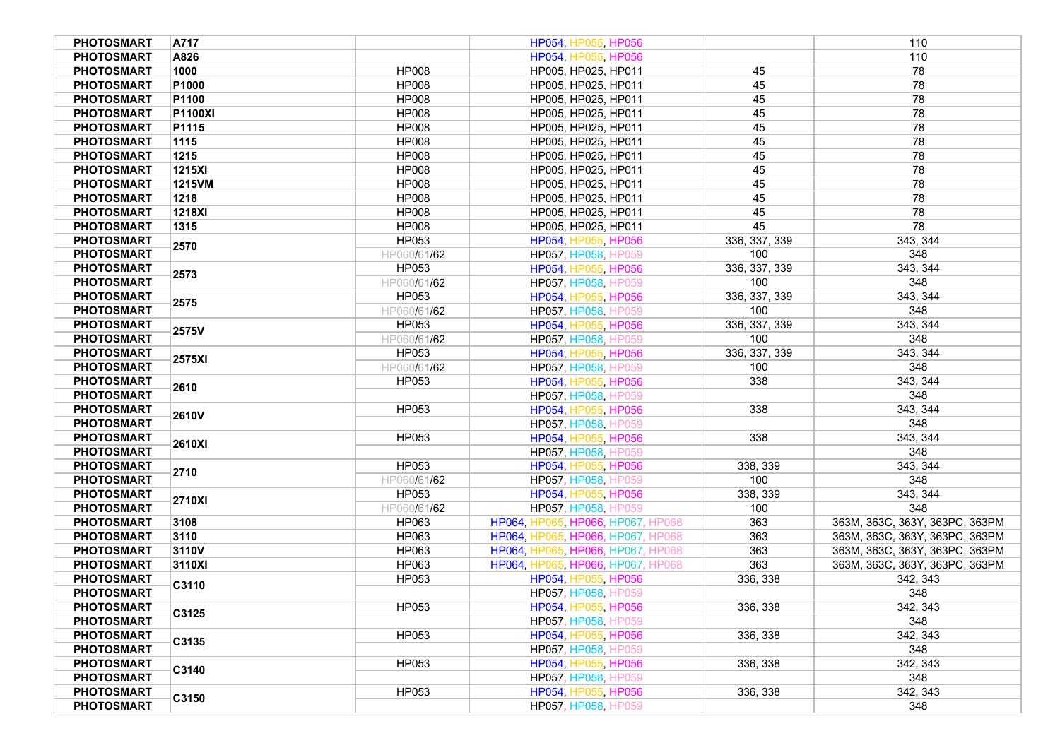| | | | | | |
|---|---|---|---|---|---|
| PHOTOSMART | A717 | | HP054, HP055, HP056 | | 110 |
| PHOTOSMART | A826 | | HP054, HP055, HP056 | | 110 |
| PHOTOSMART | 1000 | HP008 | HP005, HP025, HP011 | 45 | 78 |
| PHOTOSMART | P1000 | HP008 | HP005, HP025, HP011 | 45 | 78 |
| PHOTOSMART | P1100 | HP008 | HP005, HP025, HP011 | 45 | 78 |
| PHOTOSMART | P1100XI | HP008 | HP005, HP025, HP011 | 45 | 78 |
| PHOTOSMART | P1115 | HP008 | HP005, HP025, HP011 | 45 | 78 |
| PHOTOSMART | 1115 | HP008 | HP005, HP025, HP011 | 45 | 78 |
| PHOTOSMART | 1215 | HP008 | HP005, HP025, HP011 | 45 | 78 |
| PHOTOSMART | 1215XI | HP008 | HP005, HP025, HP011 | 45 | 78 |
| PHOTOSMART | 1215VM | HP008 | HP005, HP025, HP011 | 45 | 78 |
| PHOTOSMART | 1218 | HP008 | HP005, HP025, HP011 | 45 | 78 |
| PHOTOSMART | 1218XI | HP008 | HP005, HP025, HP011 | 45 | 78 |
| PHOTOSMART | 1315 | HP008 | HP005, HP025, HP011 | 45 | 78 |
| PHOTOSMART | 2570 | HP053 | HP054, HP055, HP056 | 336, 337, 339 | 343, 344 |
| PHOTOSMART | | HP060/61/62 | HP057, HP058, HP059 | 100 | 348 |
| PHOTOSMART | 2573 | HP053 | HP054, HP055, HP056 | 336, 337, 339 | 343, 344 |
| PHOTOSMART | | HP060/61/62 | HP057, HP058, HP059 | 100 | 348 |
| PHOTOSMART | 2575 | HP053 | HP054, HP055, HP056 | 336, 337, 339 | 343, 344 |
| PHOTOSMART | | HP060/61/62 | HP057, HP058, HP059 | 100 | 348 |
| PHOTOSMART | 2575V | HP053 | HP054, HP055, HP056 | 336, 337, 339 | 343, 344 |
| PHOTOSMART | | HP060/61/62 | HP057, HP058, HP059 | 100 | 348 |
| PHOTOSMART | 2575XI | HP053 | HP054, HP055, HP056 | 336, 337, 339 | 343, 344 |
| PHOTOSMART | | HP060/61/62 | HP057, HP058, HP059 | 100 | 348 |
| PHOTOSMART | 2610 | HP053 | HP054, HP055, HP056 | 338 | 343, 344 |
| PHOTOSMART | | | HP057, HP058, HP059 | | 348 |
| PHOTOSMART | 2610V | HP053 | HP054, HP055, HP056 | 338 | 343, 344 |
| PHOTOSMART | | | HP057, HP058, HP059 | | 348 |
| PHOTOSMART | 2610XI | HP053 | HP054, HP055, HP056 | 338 | 343, 344 |
| PHOTOSMART | | | HP057, HP058, HP059 | | 348 |
| PHOTOSMART | 2710 | HP053 | HP054, HP055, HP056 | 338, 339 | 343, 344 |
| PHOTOSMART | | HP060/61/62 | HP057, HP058, HP059 | 100 | 348 |
| PHOTOSMART | 2710XI | HP053 | HP054, HP055, HP056 | 338, 339 | 343, 344 |
| PHOTOSMART | | HP060/61/62 | HP057, HP058, HP059 | 100 | 348 |
| PHOTOSMART | 3108 | HP063 | HP064, HP065, HP066, HP067, HP068 | 363 | 363M, 363C, 363Y, 363PC, 363PM |
| PHOTOSMART | 3110 | HP063 | HP064, HP065, HP066, HP067, HP068 | 363 | 363M, 363C, 363Y, 363PC, 363PM |
| PHOTOSMART | 3110V | HP063 | HP064, HP065, HP066, HP067, HP068 | 363 | 363M, 363C, 363Y, 363PC, 363PM |
| PHOTOSMART | 3110XI | HP063 | HP064, HP065, HP066, HP067, HP068 | 363 | 363M, 363C, 363Y, 363PC, 363PM |
| PHOTOSMART | C3110 | HP053 | HP054, HP055, HP056 | 336, 338 | 342, 343 |
| PHOTOSMART | | | HP057, HP058, HP059 | | 348 |
| PHOTOSMART | C3125 | HP053 | HP054, HP055, HP056 | 336, 338 | 342, 343 |
| PHOTOSMART | | | HP057, HP058, HP059 | | 348 |
| PHOTOSMART | C3135 | HP053 | HP054, HP055, HP056 | 336, 338 | 342, 343 |
| PHOTOSMART | | | HP057, HP058, HP059 | | 348 |
| PHOTOSMART | C3140 | HP053 | HP054, HP055, HP056 | 336, 338 | 342, 343 |
| PHOTOSMART | | | HP057, HP058, HP059 | | 348 |
| PHOTOSMART | C3150 | HP053 | HP054, HP055, HP056 | 336, 338 | 342, 343 |
| PHOTOSMART | | | HP057, HP058, HP059 | | 348 |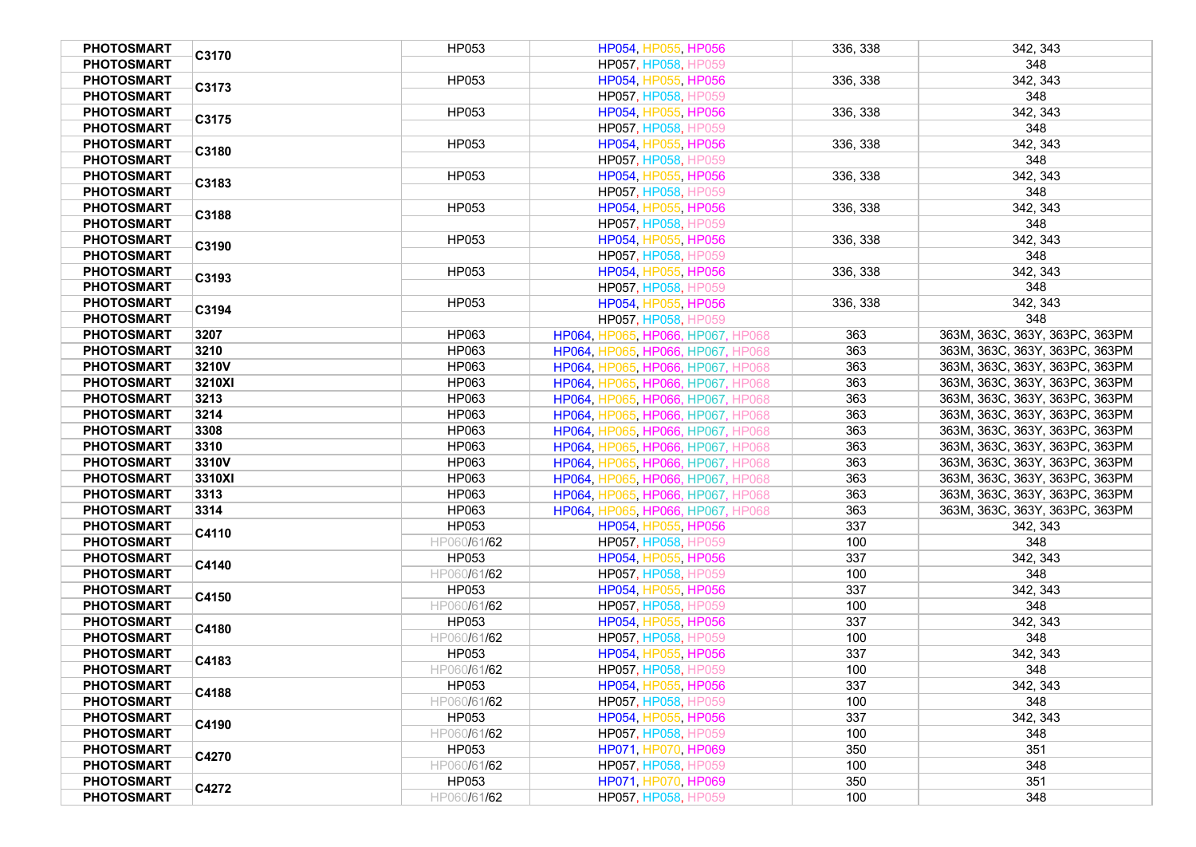| | | | | | |
|---|---|---|---|---|---|
| **PHOTOSMART** | **C3170** | HP053 | HP054, HP055, HP056 | 336, 338 | 342, 343 |
| **PHOTOSMART** | | | HP057, HP058, HP059 | | 348 |
| **PHOTOSMART** | **C3173** | HP053 | HP054, HP055, HP056 | 336, 338 | 342, 343 |
| **PHOTOSMART** | | | HP057, HP058, HP059 | | 348 |
| **PHOTOSMART** | **C3175** | HP053 | HP054, HP055, HP056 | 336, 338 | 342, 343 |
| **PHOTOSMART** | | | HP057, HP058, HP059 | | 348 |
| **PHOTOSMART** | **C3180** | HP053 | HP054, HP055, HP056 | 336, 338 | 342, 343 |
| **PHOTOSMART** | | | HP057, HP058, HP059 | | 348 |
| **PHOTOSMART** | **C3183** | HP053 | HP054, HP055, HP056 | 336, 338 | 342, 343 |
| **PHOTOSMART** | | | HP057, HP058, HP059 | | 348 |
| **PHOTOSMART** | **C3188** | HP053 | HP054, HP055, HP056 | 336, 338 | 342, 343 |
| **PHOTOSMART** | | | HP057, HP058, HP059 | | 348 |
| **PHOTOSMART** | **C3190** | HP053 | HP054, HP055, HP056 | 336, 338 | 342, 343 |
| **PHOTOSMART** | | | HP057, HP058, HP059 | | 348 |
| **PHOTOSMART** | **C3193** | HP053 | HP054, HP055, HP056 | 336, 338 | 342, 343 |
| **PHOTOSMART** | | | HP057, HP058, HP059 | | 348 |
| **PHOTOSMART** | **C3194** | HP053 | HP054, HP055, HP056 | 336, 338 | 342, 343 |
| **PHOTOSMART** | | | HP057, HP058, HP059 | | 348 |
| **PHOTOSMART** | **3207** | HP063 | HP064, HP065, HP066, HP067, HP068 | 363 | 363M, 363C, 363Y, 363PC, 363PM |
| **PHOTOSMART** | **3210** | HP063 | HP064, HP065, HP066, HP067, HP068 | 363 | 363M, 363C, 363Y, 363PC, 363PM |
| **PHOTOSMART** | **3210V** | HP063 | HP064, HP065, HP066, HP067, HP068 | 363 | 363M, 363C, 363Y, 363PC, 363PM |
| **PHOTOSMART** | **3210XI** | HP063 | HP064, HP065, HP066, HP067, HP068 | 363 | 363M, 363C, 363Y, 363PC, 363PM |
| **PHOTOSMART** | **3213** | HP063 | HP064, HP065, HP066, HP067, HP068 | 363 | 363M, 363C, 363Y, 363PC, 363PM |
| **PHOTOSMART** | **3214** | HP063 | HP064, HP065, HP066, HP067, HP068 | 363 | 363M, 363C, 363Y, 363PC, 363PM |
| **PHOTOSMART** | **3308** | HP063 | HP064, HP065, HP066, HP067, HP068 | 363 | 363M, 363C, 363Y, 363PC, 363PM |
| **PHOTOSMART** | **3310** | HP063 | HP064, HP065, HP066, HP067, HP068 | 363 | 363M, 363C, 363Y, 363PC, 363PM |
| **PHOTOSMART** | **3310V** | HP063 | HP064, HP065, HP066, HP067, HP068 | 363 | 363M, 363C, 363Y, 363PC, 363PM |
| **PHOTOSMART** | **3310XI** | HP063 | HP064, HP065, HP066, HP067, HP068 | 363 | 363M, 363C, 363Y, 363PC, 363PM |
| **PHOTOSMART** | **3313** | HP063 | HP064, HP065, HP066, HP067, HP068 | 363 | 363M, 363C, 363Y, 363PC, 363PM |
| **PHOTOSMART** | **3314** | HP063 | HP064, HP065, HP066, HP067, HP068 | 363 | 363M, 363C, 363Y, 363PC, 363PM |
| **PHOTOSMART** | **C4110** | HP053 | HP054, HP055, HP056 | 337 | 342, 343 |
| **PHOTOSMART** | | HP060/61/62 | HP057, HP058, HP059 | 100 | 348 |
| **PHOTOSMART** | **C4140** | HP053 | HP054, HP055, HP056 | 337 | 342, 343 |
| **PHOTOSMART** | | HP060/61/62 | HP057, HP058, HP059 | 100 | 348 |
| **PHOTOSMART** | **C4150** | HP053 | HP054, HP055, HP056 | 337 | 342, 343 |
| **PHOTOSMART** | | HP060/61/62 | HP057, HP058, HP059 | 100 | 348 |
| **PHOTOSMART** | **C4180** | HP053 | HP054, HP055, HP056 | 337 | 342, 343 |
| **PHOTOSMART** | | HP060/61/62 | HP057, HP058, HP059 | 100 | 348 |
| **PHOTOSMART** | **C4183** | HP053 | HP054, HP055, HP056 | 337 | 342, 343 |
| **PHOTOSMART** | | HP060/61/62 | HP057, HP058, HP059 | 100 | 348 |
| **PHOTOSMART** | **C4188** | HP053 | HP054, HP055, HP056 | 337 | 342, 343 |
| **PHOTOSMART** | | HP060/61/62 | HP057, HP058, HP059 | 100 | 348 |
| **PHOTOSMART** | **C4190** | HP053 | HP054, HP055, HP056 | 337 | 342, 343 |
| **PHOTOSMART** | | HP060/61/62 | HP057, HP058, HP059 | 100 | 348 |
| **PHOTOSMART** | **C4270** | HP053 | HP071, HP070, HP069 | 350 | 351 |
| **PHOTOSMART** | | HP060/61/62 | HP057, HP058, HP059 | 100 | 348 |
| **PHOTOSMART** | **C4272** | HP053 | HP071, HP070, HP069 | 350 | 351 |
| **PHOTOSMART** | | HP060/61/62 | HP057, HP058, HP059 | 100 | 348 |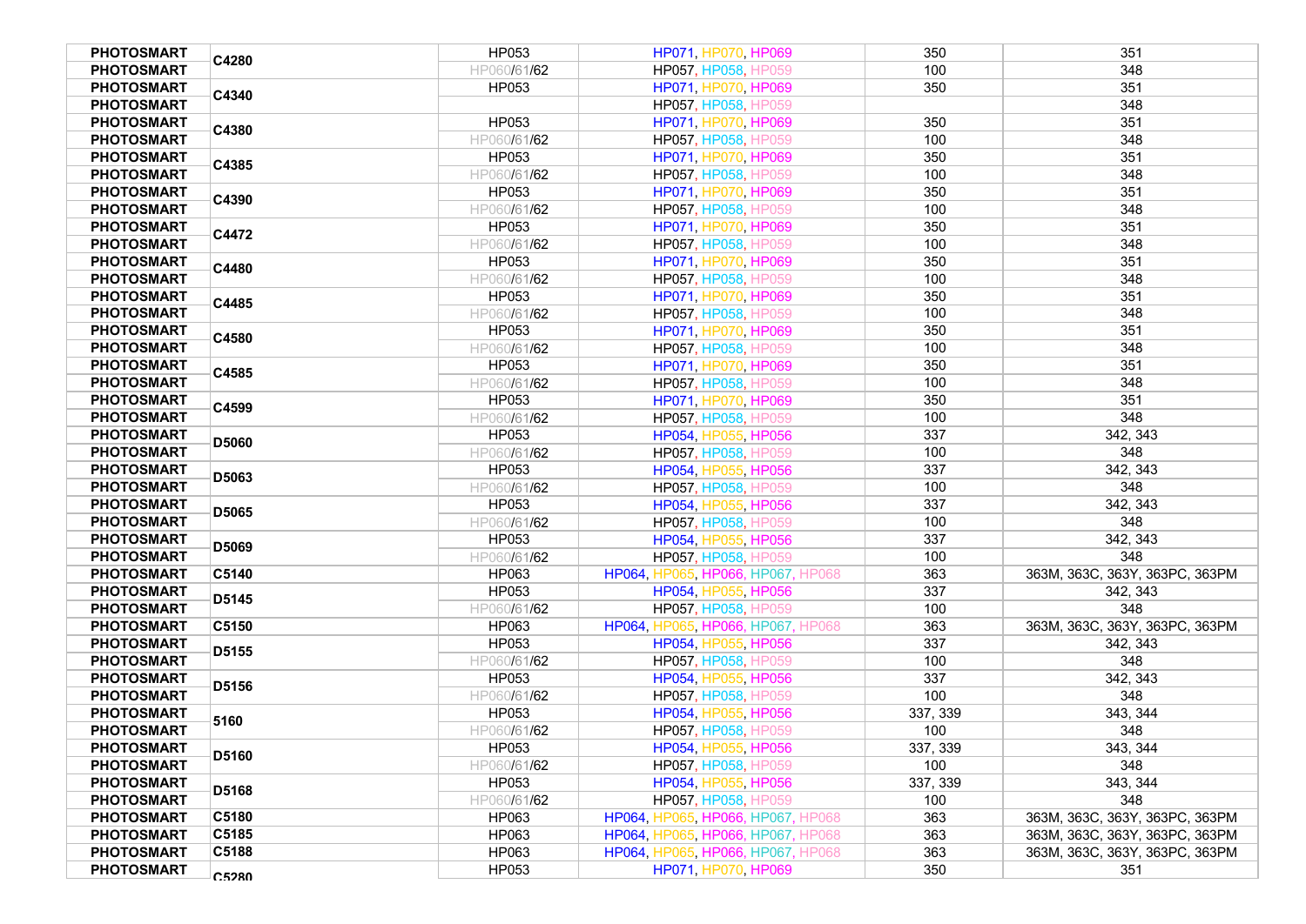| | | | | | |
|---|---|---|---|---|---|
| PHOTOSMART | C4280 | HP053 | HP071, HP070, HP069 | 350 | 351 |
| PHOTOSMART | | HP060/61/62 | HP057, HP058, HP059 | 100 | 348 |
| PHOTOSMART | C4340 | HP053 | HP071, HP070, HP069 | 350 | 351 |
| PHOTOSMART | | | HP057, HP058, HP059 | | 348 |
| PHOTOSMART | C4380 | HP053 | HP071, HP070, HP069 | 350 | 351 |
| PHOTOSMART | | HP060/61/62 | HP057, HP058, HP059 | 100 | 348 |
| PHOTOSMART | C4385 | HP053 | HP071, HP070, HP069 | 350 | 351 |
| PHOTOSMART | | HP060/61/62 | HP057, HP058, HP059 | 100 | 348 |
| PHOTOSMART | C4390 | HP053 | HP071, HP070, HP069 | 350 | 351 |
| PHOTOSMART | | HP060/61/62 | HP057, HP058, HP059 | 100 | 348 |
| PHOTOSMART | C4472 | HP053 | HP071, HP070, HP069 | 350 | 351 |
| PHOTOSMART | | HP060/61/62 | HP057, HP058, HP059 | 100 | 348 |
| PHOTOSMART | C4480 | HP053 | HP071, HP070, HP069 | 350 | 351 |
| PHOTOSMART | | HP060/61/62 | HP057, HP058, HP059 | 100 | 348 |
| PHOTOSMART | C4485 | HP053 | HP071, HP070, HP069 | 350 | 351 |
| PHOTOSMART | | HP060/61/62 | HP057, HP058, HP059 | 100 | 348 |
| PHOTOSMART | C4580 | HP053 | HP071, HP070, HP069 | 350 | 351 |
| PHOTOSMART | | HP060/61/62 | HP057, HP058, HP059 | 100 | 348 |
| PHOTOSMART | C4585 | HP053 | HP071, HP070, HP069 | 350 | 351 |
| PHOTOSMART | | HP060/61/62 | HP057, HP058, HP059 | 100 | 348 |
| PHOTOSMART | C4599 | HP053 | HP071, HP070, HP069 | 350 | 351 |
| PHOTOSMART | | HP060/61/62 | HP057, HP058, HP059 | 100 | 348 |
| PHOTOSMART | D5060 | HP053 | HP054, HP055, HP056 | 337 | 342, 343 |
| PHOTOSMART | | HP060/61/62 | HP057, HP058, HP059 | 100 | 348 |
| PHOTOSMART | D5063 | HP053 | HP054, HP055, HP056 | 337 | 342, 343 |
| PHOTOSMART | | HP060/61/62 | HP057, HP058, HP059 | 100 | 348 |
| PHOTOSMART | D5065 | HP053 | HP054, HP055, HP056 | 337 | 342, 343 |
| PHOTOSMART | | HP060/61/62 | HP057, HP058, HP059 | 100 | 348 |
| PHOTOSMART | D5069 | HP053 | HP054, HP055, HP056 | 337 | 342, 343 |
| PHOTOSMART | | HP060/61/62 | HP057, HP058, HP059 | 100 | 348 |
| PHOTOSMART | C5140 | HP063 | HP064, HP065, HP066, HP067, HP068 | 363 | 363M, 363C, 363Y, 363PC, 363PM |
| PHOTOSMART | D5145 | HP053 | HP054, HP055, HP056 | 337 | 342, 343 |
| PHOTOSMART | | HP060/61/62 | HP057, HP058, HP059 | 100 | 348 |
| PHOTOSMART | C5150 | HP063 | HP064, HP065, HP066, HP067, HP068 | 363 | 363M, 363C, 363Y, 363PC, 363PM |
| PHOTOSMART | D5155 | HP053 | HP054, HP055, HP056 | 337 | 342, 343 |
| PHOTOSMART | | HP060/61/62 | HP057, HP058, HP059 | 100 | 348 |
| PHOTOSMART | D5156 | HP053 | HP054, HP055, HP056 | 337 | 342, 343 |
| PHOTOSMART | | HP060/61/62 | HP057, HP058, HP059 | 100 | 348 |
| PHOTOSMART | 5160 | HP053 | HP054, HP055, HP056 | 337, 339 | 343, 344 |
| PHOTOSMART | | HP060/61/62 | HP057, HP058, HP059 | 100 | 348 |
| PHOTOSMART | D5160 | HP053 | HP054, HP055, HP056 | 337, 339 | 343, 344 |
| PHOTOSMART | | HP060/61/62 | HP057, HP058, HP059 | 100 | 348 |
| PHOTOSMART | D5168 | HP053 | HP054, HP055, HP056 | 337, 339 | 343, 344 |
| PHOTOSMART | | HP060/61/62 | HP057, HP058, HP059 | 100 | 348 |
| PHOTOSMART | C5180 | HP063 | HP064, HP065, HP066, HP067, HP068 | 363 | 363M, 363C, 363Y, 363PC, 363PM |
| PHOTOSMART | C5185 | HP063 | HP064, HP065, HP066, HP067, HP068 | 363 | 363M, 363C, 363Y, 363PC, 363PM |
| PHOTOSMART | C5188 | HP063 | HP064, HP065, HP066, HP067, HP068 | 363 | 363M, 363C, 363Y, 363PC, 363PM |
| PHOTOSMART | C5280 | HP053 | HP071, HP070, HP069 | 350 | 351 |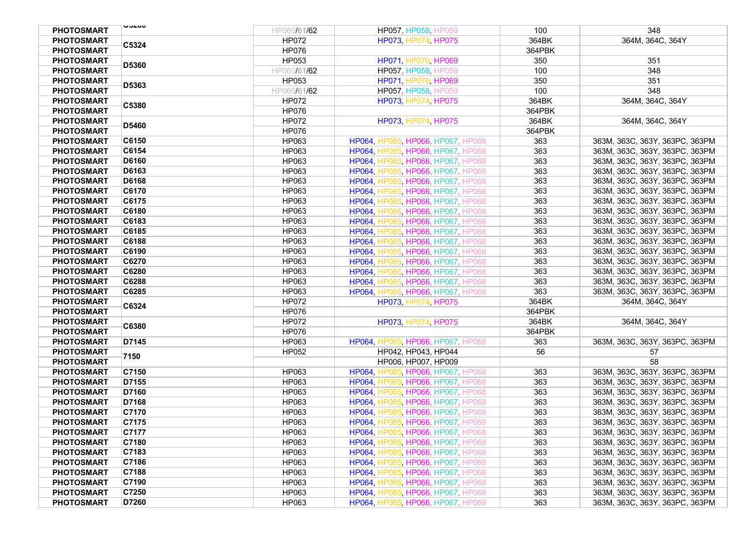| PHOTOSMART | C5280 | HP060/61/62 | HP057, HP058, HP059 | 100 | 348 |
|---|---|---|---|---|---|
| PHOTOSMART | C5324 | HP072 | HP073, HP074, HP075 | 364BK | 364M, 364C, 364Y |
| PHOTOSMART | | HP076 | | 364PBK | |
| PHOTOSMART | D5360 | HP053 | HP071, HP070, HP069 | 350 | 351 |
| PHOTOSMART | | HP060/61/62 | HP057, HP058, HP059 | 100 | 348 |
| PHOTOSMART | D5363 | HP053 | HP071, HP070, HP069 | 350 | 351 |
| PHOTOSMART | | HP060/61/62 | HP057, HP058, HP059 | 100 | 348 |
| PHOTOSMART | C5380 | HP072 | HP073, HP074, HP075 | 364BK | 364M, 364C, 364Y |
| PHOTOSMART | | HP076 | | 364PBK | |
| PHOTOSMART | D5460 | HP072 | HP073, HP074, HP075 | 364BK | 364M, 364C, 364Y |
| PHOTOSMART | | HP076 | | 364PBK | |
| PHOTOSMART | C6150 | HP063 | HP064, HP065, HP066, HP067, HP068 | 363 | 363M, 363C, 363Y, 363PC, 363PM |
| PHOTOSMART | C6154 | HP063 | HP064, HP065, HP066, HP067, HP068 | 363 | 363M, 363C, 363Y, 363PC, 363PM |
| PHOTOSMART | D6160 | HP063 | HP064, HP065, HP066, HP067, HP068 | 363 | 363M, 363C, 363Y, 363PC, 363PM |
| PHOTOSMART | D6163 | HP063 | HP064, HP065, HP066, HP067, HP068 | 363 | 363M, 363C, 363Y, 363PC, 363PM |
| PHOTOSMART | D6168 | HP063 | HP064, HP065, HP066, HP067, HP068 | 363 | 363M, 363C, 363Y, 363PC, 363PM |
| PHOTOSMART | C6170 | HP063 | HP064, HP065, HP066, HP067, HP068 | 363 | 363M, 363C, 363Y, 363PC, 363PM |
| PHOTOSMART | C6175 | HP063 | HP064, HP065, HP066, HP067, HP068 | 363 | 363M, 363C, 363Y, 363PC, 363PM |
| PHOTOSMART | C6180 | HP063 | HP064, HP065, HP066, HP067, HP068 | 363 | 363M, 363C, 363Y, 363PC, 363PM |
| PHOTOSMART | C6183 | HP063 | HP064, HP065, HP066, HP067, HP068 | 363 | 363M, 363C, 363Y, 363PC, 363PM |
| PHOTOSMART | C6185 | HP063 | HP064, HP065, HP066, HP067, HP068 | 363 | 363M, 363C, 363Y, 363PC, 363PM |
| PHOTOSMART | C6188 | HP063 | HP064, HP065, HP066, HP067, HP068 | 363 | 363M, 363C, 363Y, 363PC, 363PM |
| PHOTOSMART | C6190 | HP063 | HP064, HP065, HP066, HP067, HP068 | 363 | 363M, 363C, 363Y, 363PC, 363PM |
| PHOTOSMART | C6270 | HP063 | HP064, HP065, HP066, HP067, HP068 | 363 | 363M, 363C, 363Y, 363PC, 363PM |
| PHOTOSMART | C6280 | HP063 | HP064, HP065, HP066, HP067, HP068 | 363 | 363M, 363C, 363Y, 363PC, 363PM |
| PHOTOSMART | C6288 | HP063 | HP064, HP065, HP066, HP067, HP068 | 363 | 363M, 363C, 363Y, 363PC, 363PM |
| PHOTOSMART | C6285 | HP063 | HP064, HP065, HP066, HP067, HP068 | 363 | 363M, 363C, 363Y, 363PC, 363PM |
| PHOTOSMART | C6324 | HP072 | HP073, HP074, HP075 | 364BK | 364M, 364C, 364Y |
| PHOTOSMART | | HP076 | | 364PBK | |
| PHOTOSMART | C6380 | HP072 | HP073, HP074, HP075 | 364BK | 364M, 364C, 364Y |
| PHOTOSMART | | HP076 | | 364PBK | |
| PHOTOSMART | D7145 | HP063 | HP064, HP065, HP066, HP067, HP068 | 363 | 363M, 363C, 363Y, 363PC, 363PM |
| PHOTOSMART | 7150 | HP052 | HP042, HP043, HP044 | 56 | 57 |
| PHOTOSMART | | | HP006, HP007, HP009 | | 58 |
| PHOTOSMART | C7150 | HP063 | HP064, HP065, HP066, HP067, HP068 | 363 | 363M, 363C, 363Y, 363PC, 363PM |
| PHOTOSMART | D7155 | HP063 | HP064, HP065, HP066, HP067, HP068 | 363 | 363M, 363C, 363Y, 363PC, 363PM |
| PHOTOSMART | D7160 | HP063 | HP064, HP065, HP066, HP067, HP068 | 363 | 363M, 363C, 363Y, 363PC, 363PM |
| PHOTOSMART | D7168 | HP063 | HP064, HP065, HP066, HP067, HP068 | 363 | 363M, 363C, 363Y, 363PC, 363PM |
| PHOTOSMART | C7170 | HP063 | HP064, HP065, HP066, HP067, HP068 | 363 | 363M, 363C, 363Y, 363PC, 363PM |
| PHOTOSMART | C7175 | HP063 | HP064, HP065, HP066, HP067, HP068 | 363 | 363M, 363C, 363Y, 363PC, 363PM |
| PHOTOSMART | C7177 | HP063 | HP064, HP065, HP066, HP067, HP068 | 363 | 363M, 363C, 363Y, 363PC, 363PM |
| PHOTOSMART | C7180 | HP063 | HP064, HP065, HP066, HP067, HP068 | 363 | 363M, 363C, 363Y, 363PC, 363PM |
| PHOTOSMART | C7183 | HP063 | HP064, HP065, HP066, HP067, HP068 | 363 | 363M, 363C, 363Y, 363PC, 363PM |
| PHOTOSMART | C7186 | HP063 | HP064, HP065, HP066, HP067, HP068 | 363 | 363M, 363C, 363Y, 363PC, 363PM |
| PHOTOSMART | C7188 | HP063 | HP064, HP065, HP066, HP067, HP068 | 363 | 363M, 363C, 363Y, 363PC, 363PM |
| PHOTOSMART | C7190 | HP063 | HP064, HP065, HP066, HP067, HP068 | 363 | 363M, 363C, 363Y, 363PC, 363PM |
| PHOTOSMART | C7250 | HP063 | HP064, HP065, HP066, HP067, HP068 | 363 | 363M, 363C, 363Y, 363PC, 363PM |
| PHOTOSMART | D7260 | HP063 | HP064, HP065, HP066, HP067, HP068 | 363 | 363M, 363C, 363Y, 363PC, 363PM |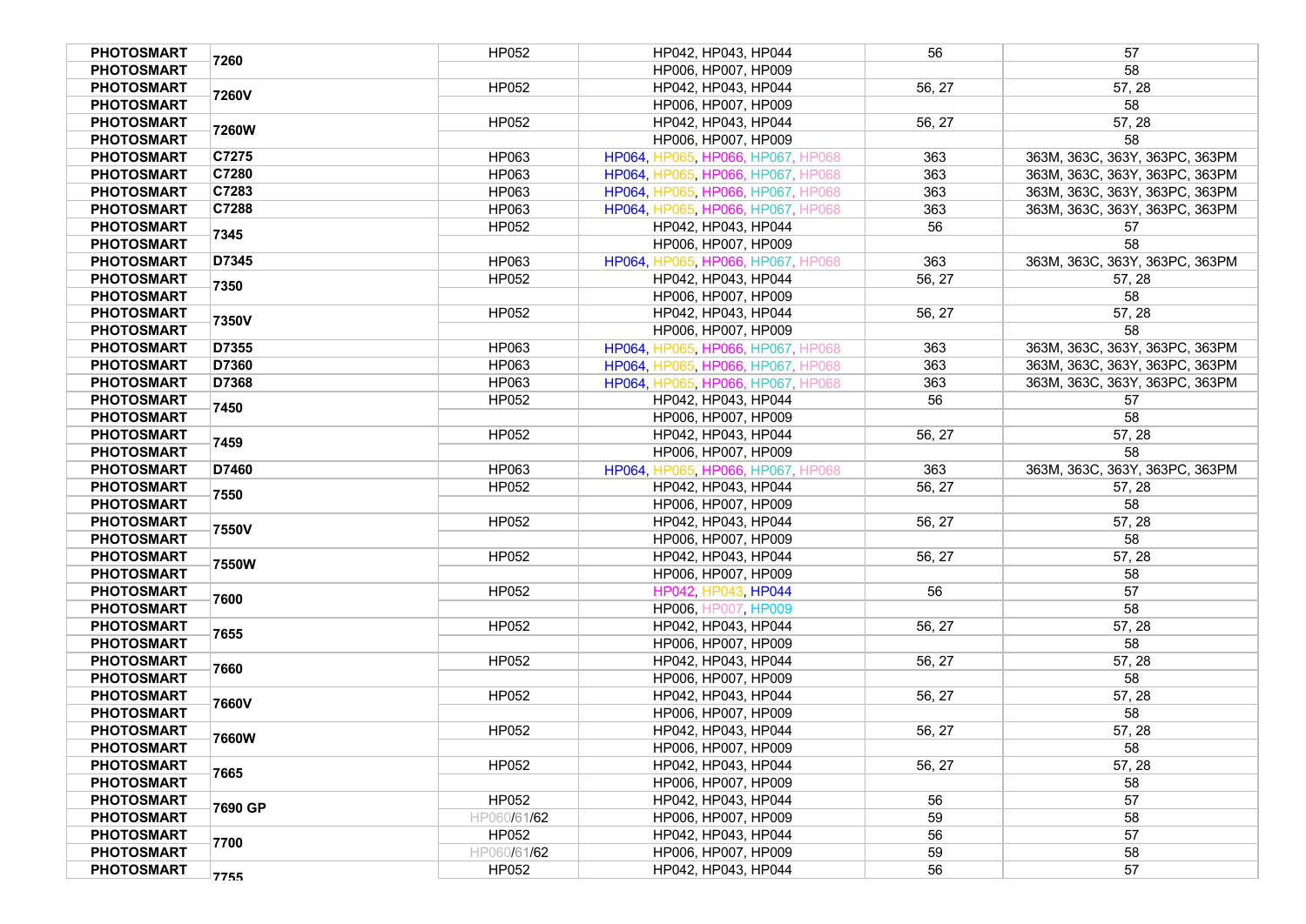| | | | | | |
|---|---|---|---|---|---|
| PHOTOSMART | 7260 | HP052 | HP042, HP043, HP044 | 56 | 57 |
| PHOTOSMART | | | HP006, HP007, HP009 | | 58 |
| PHOTOSMART | 7260V | HP052 | HP042, HP043, HP044 | 56, 27 | 57, 28 |
| PHOTOSMART | | | HP006, HP007, HP009 | | 58 |
| PHOTOSMART | 7260W | HP052 | HP042, HP043, HP044 | 56, 27 | 57, 28 |
| PHOTOSMART | | | HP006, HP007, HP009 | | 58 |
| PHOTOSMART | C7275 | HP063 | HP064, HP065, HP066, HP067, HP068 | 363 | 363M, 363C, 363Y, 363PC, 363PM |
| PHOTOSMART | C7280 | HP063 | HP064, HP065, HP066, HP067, HP068 | 363 | 363M, 363C, 363Y, 363PC, 363PM |
| PHOTOSMART | C7283 | HP063 | HP064, HP065, HP066, HP067, HP068 | 363 | 363M, 363C, 363Y, 363PC, 363PM |
| PHOTOSMART | C7288 | HP063 | HP064, HP065, HP066, HP067, HP068 | 363 | 363M, 363C, 363Y, 363PC, 363PM |
| PHOTOSMART | 7345 | HP052 | HP042, HP043, HP044 | 56 | 57 |
| PHOTOSMART | | | HP006, HP007, HP009 | | 58 |
| PHOTOSMART | D7345 | HP063 | HP064, HP065, HP066, HP067, HP068 | 363 | 363M, 363C, 363Y, 363PC, 363PM |
| PHOTOSMART | 7350 | HP052 | HP042, HP043, HP044 | 56, 27 | 57, 28 |
| PHOTOSMART | | | HP006, HP007, HP009 | | 58 |
| PHOTOSMART | 7350V | HP052 | HP042, HP043, HP044 | 56, 27 | 57, 28 |
| PHOTOSMART | | | HP006, HP007, HP009 | | 58 |
| PHOTOSMART | D7355 | HP063 | HP064, HP065, HP066, HP067, HP068 | 363 | 363M, 363C, 363Y, 363PC, 363PM |
| PHOTOSMART | D7360 | HP063 | HP064, HP065, HP066, HP067, HP068 | 363 | 363M, 363C, 363Y, 363PC, 363PM |
| PHOTOSMART | D7368 | HP063 | HP064, HP065, HP066, HP067, HP068 | 363 | 363M, 363C, 363Y, 363PC, 363PM |
| PHOTOSMART | 7450 | HP052 | HP042, HP043, HP044 | 56 | 57 |
| PHOTOSMART | | | HP006, HP007, HP009 | | 58 |
| PHOTOSMART | 7459 | HP052 | HP042, HP043, HP044 | 56, 27 | 57, 28 |
| PHOTOSMART | | | HP006, HP007, HP009 | | 58 |
| PHOTOSMART | D7460 | HP063 | HP064, HP065, HP066, HP067, HP068 | 363 | 363M, 363C, 363Y, 363PC, 363PM |
| PHOTOSMART | 7550 | HP052 | HP042, HP043, HP044 | 56, 27 | 57, 28 |
| PHOTOSMART | | | HP006, HP007, HP009 | | 58 |
| PHOTOSMART | 7550V | HP052 | HP042, HP043, HP044 | 56, 27 | 57, 28 |
| PHOTOSMART | | | HP006, HP007, HP009 | | 58 |
| PHOTOSMART | 7550W | HP052 | HP042, HP043, HP044 | 56, 27 | 57, 28 |
| PHOTOSMART | | | HP006, HP007, HP009 | | 58 |
| PHOTOSMART | 7600 | HP052 | HP042, HP043, HP044 | 56 | 57 |
| PHOTOSMART | | | HP006, HP007, HP009 | | 58 |
| PHOTOSMART | 7655 | HP052 | HP042, HP043, HP044 | 56, 27 | 57, 28 |
| PHOTOSMART | | | HP006, HP007, HP009 | | 58 |
| PHOTOSMART | 7660 | HP052 | HP042, HP043, HP044 | 56, 27 | 57, 28 |
| PHOTOSMART | | | HP006, HP007, HP009 | | 58 |
| PHOTOSMART | 7660V | HP052 | HP042, HP043, HP044 | 56, 27 | 57, 28 |
| PHOTOSMART | | | HP006, HP007, HP009 | | 58 |
| PHOTOSMART | 7660W | HP052 | HP042, HP043, HP044 | 56, 27 | 57, 28 |
| PHOTOSMART | | | HP006, HP007, HP009 | | 58 |
| PHOTOSMART | 7665 | HP052 | HP042, HP043, HP044 | 56, 27 | 57, 28 |
| PHOTOSMART | | | HP006, HP007, HP009 | | 58 |
| PHOTOSMART | 7690 GP | HP052 | HP042, HP043, HP044 | 56 | 57 |
| PHOTOSMART | | HP060/61/62 | HP006, HP007, HP009 | 59 | 58 |
| PHOTOSMART | 7700 | HP052 | HP042, HP043, HP044 | 56 | 57 |
| PHOTOSMART | | HP060/61/62 | HP006, HP007, HP009 | 59 | 58 |
| PHOTOSMART | 7755 | HP052 | HP042, HP043, HP044 | 56 | 57 |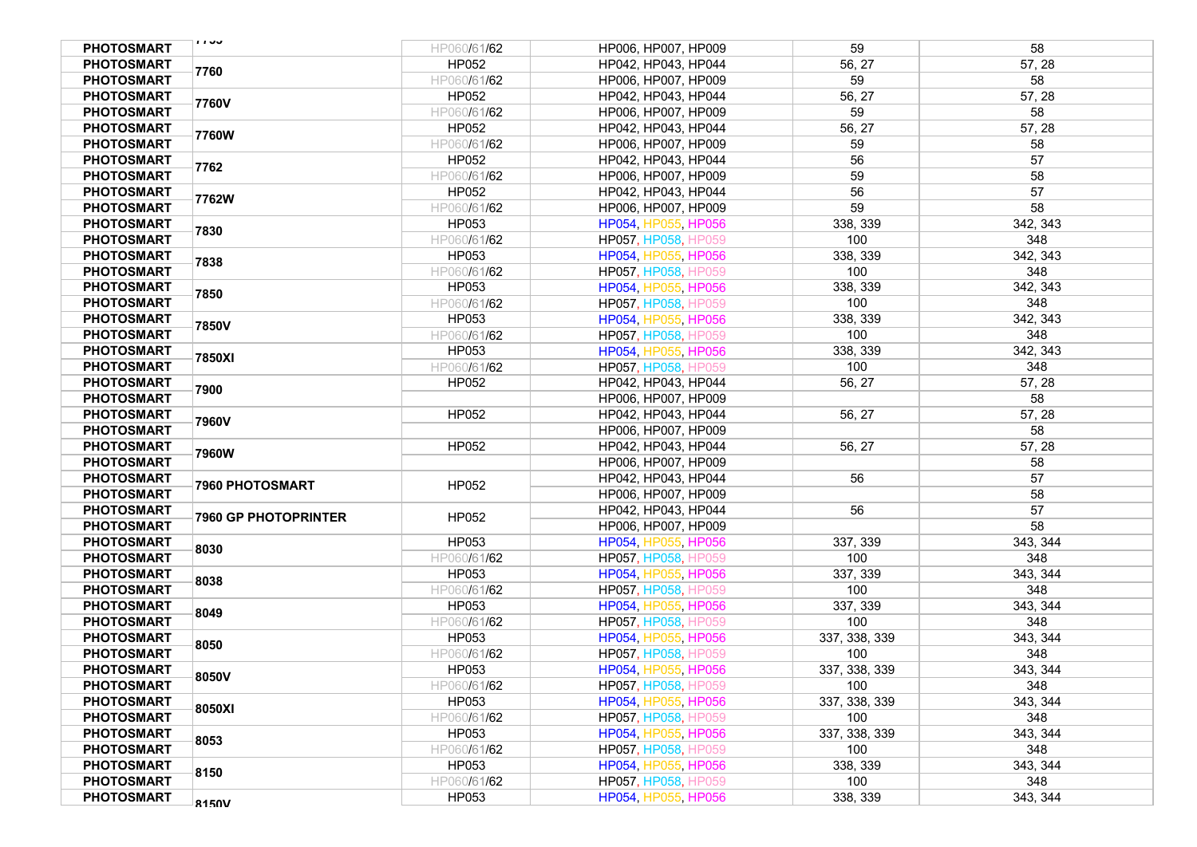| | | | | | |
|---|---|---|---|---|---|
| PHOTOSMART | 7755 | HP060/61/62 | HP006, HP007, HP009 | 59 | 58 |
| PHOTOSMART | 7760 | HP052 | HP042, HP043, HP044 | 56, 27 | 57, 28 |
| PHOTOSMART | | HP060/61/62 | HP006, HP007, HP009 | 59 | 58 |
| PHOTOSMART | 7760V | HP052 | HP042, HP043, HP044 | 56, 27 | 57, 28 |
| PHOTOSMART | | HP060/61/62 | HP006, HP007, HP009 | 59 | 58 |
| PHOTOSMART | 7760W | HP052 | HP042, HP043, HP044 | 56, 27 | 57, 28 |
| PHOTOSMART | | HP060/61/62 | HP006, HP007, HP009 | 59 | 58 |
| PHOTOSMART | 7762 | HP052 | HP042, HP043, HP044 | 56 | 57 |
| PHOTOSMART | | HP060/61/62 | HP006, HP007, HP009 | 59 | 58 |
| PHOTOSMART | 7762W | HP052 | HP042, HP043, HP044 | 56 | 57 |
| PHOTOSMART | | HP060/61/62 | HP006, HP007, HP009 | 59 | 58 |
| PHOTOSMART | 7830 | HP053 | HP054, HP055, HP056 | 338, 339 | 342, 343 |
| PHOTOSMART | | HP060/61/62 | HP057, HP058, HP059 | 100 | 348 |
| PHOTOSMART | 7838 | HP053 | HP054, HP055, HP056 | 338, 339 | 342, 343 |
| PHOTOSMART | | HP060/61/62 | HP057, HP058, HP059 | 100 | 348 |
| PHOTOSMART | 7850 | HP053 | HP054, HP055, HP056 | 338, 339 | 342, 343 |
| PHOTOSMART | | HP060/61/62 | HP057, HP058, HP059 | 100 | 348 |
| PHOTOSMART | 7850V | HP053 | HP054, HP055, HP056 | 338, 339 | 342, 343 |
| PHOTOSMART | | HP060/61/62 | HP057, HP058, HP059 | 100 | 348 |
| PHOTOSMART | 7850XI | HP053 | HP054, HP055, HP056 | 338, 339 | 342, 343 |
| PHOTOSMART | | HP060/61/62 | HP057, HP058, HP059 | 100 | 348 |
| PHOTOSMART | 7900 | HP052 | HP042, HP043, HP044 | 56, 27 | 57, 28 |
| PHOTOSMART | | | HP006, HP007, HP009 | | 58 |
| PHOTOSMART | 7960V | HP052 | HP042, HP043, HP044 | 56, 27 | 57, 28 |
| PHOTOSMART | | | HP006, HP007, HP009 | | 58 |
| PHOTOSMART | 7960W | HP052 | HP042, HP043, HP044 | 56, 27 | 57, 28 |
| PHOTOSMART | | | HP006, HP007, HP009 | | 58 |
| PHOTOSMART | 7960 PHOTOSMART | HP052 | HP042, HP043, HP044 | 56 | 57 |
| PHOTOSMART | | | HP006, HP007, HP009 | | 58 |
| PHOTOSMART | 7960 GP PHOTOPRINTER | HP052 | HP042, HP043, HP044 | 56 | 57 |
| PHOTOSMART | | | HP006, HP007, HP009 | | 58 |
| PHOTOSMART | 8030 | HP053 | HP054, HP055, HP056 | 337, 339 | 343, 344 |
| PHOTOSMART | | HP060/61/62 | HP057, HP058, HP059 | 100 | 348 |
| PHOTOSMART | 8038 | HP053 | HP054, HP055, HP056 | 337, 339 | 343, 344 |
| PHOTOSMART | | HP060/61/62 | HP057, HP058, HP059 | 100 | 348 |
| PHOTOSMART | 8049 | HP053 | HP054, HP055, HP056 | 337, 339 | 343, 344 |
| PHOTOSMART | | HP060/61/62 | HP057, HP058, HP059 | 100 | 348 |
| PHOTOSMART | 8050 | HP053 | HP054, HP055, HP056 | 337, 338, 339 | 343, 344 |
| PHOTOSMART | | HP060/61/62 | HP057, HP058, HP059 | 100 | 348 |
| PHOTOSMART | 8050V | HP053 | HP054, HP055, HP056 | 337, 338, 339 | 343, 344 |
| PHOTOSMART | | HP060/61/62 | HP057, HP058, HP059 | 100 | 348 |
| PHOTOSMART | 8050XI | HP053 | HP054, HP055, HP056 | 337, 338, 339 | 343, 344 |
| PHOTOSMART | | HP060/61/62 | HP057, HP058, HP059 | 100 | 348 |
| PHOTOSMART | 8053 | HP053 | HP054, HP055, HP056 | 337, 338, 339 | 343, 344 |
| PHOTOSMART | | HP060/61/62 | HP057, HP058, HP059 | 100 | 348 |
| PHOTOSMART | 8150 | HP053 | HP054, HP055, HP056 | 338, 339 | 343, 344 |
| PHOTOSMART | | HP060/61/62 | HP057, HP058, HP059 | 100 | 348 |
| PHOTOSMART | 8150V | HP053 | HP054, HP055, HP056 | 338, 339 | 343, 344 |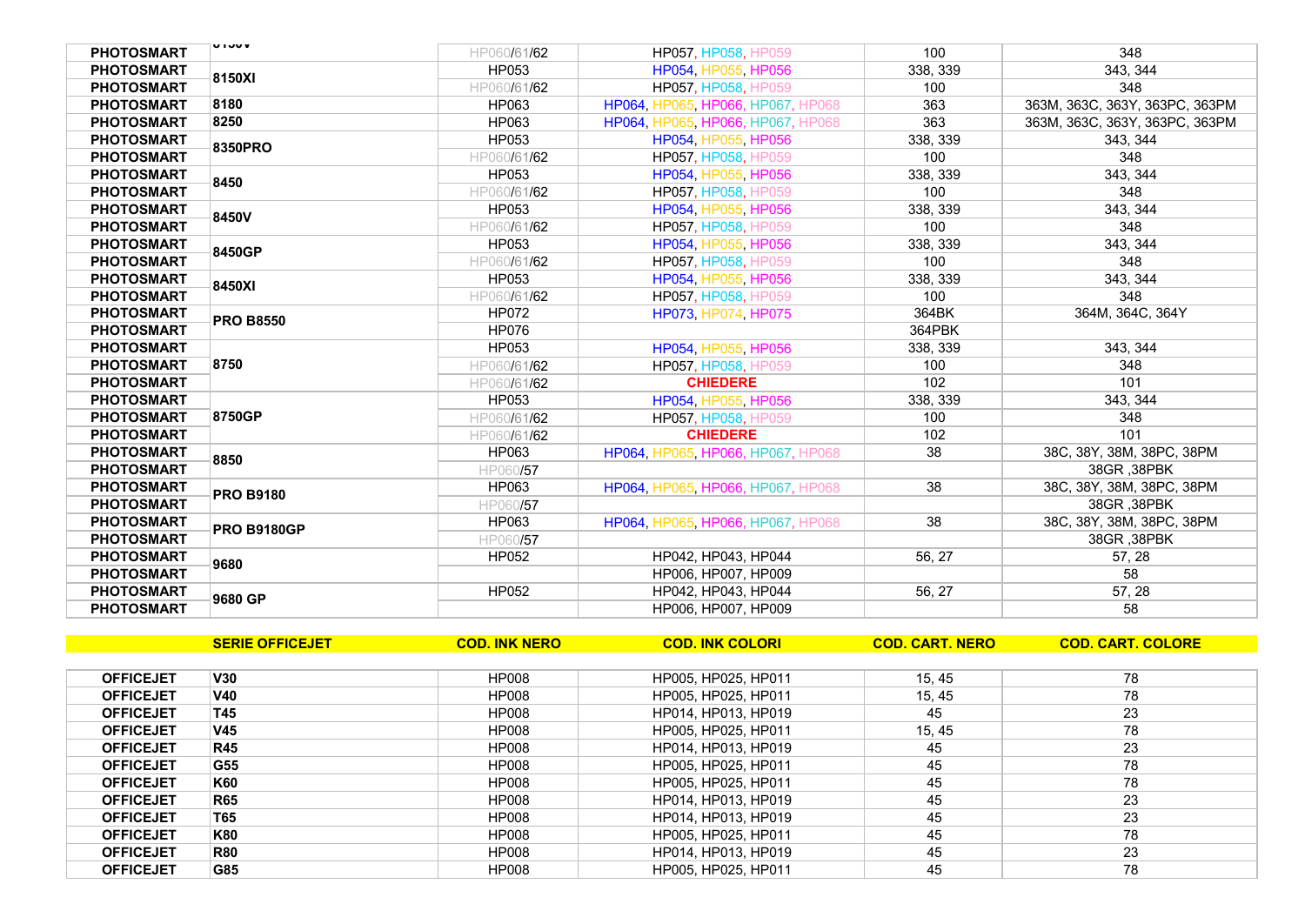| | | | | | |
|---|---|---|---|---|---|
| PHOTOSMART | 8150V | HP060/61/62 | HP057, HP058, HP059 | 100 | 348 |
| PHOTOSMART | 8150XI | HP053 | HP054, HP055, HP056 | 338, 339 | 343, 344 |
| PHOTOSMART | | HP060/61/62 | HP057, HP058, HP059 | 100 | 348 |
| PHOTOSMART | 8180 | HP063 | HP064, HP065, HP066, HP067, HP068 | 363 | 363M, 363C, 363Y, 363PC, 363PM |
| PHOTOSMART | 8250 | HP063 | HP064, HP065, HP066, HP067, HP068 | 363 | 363M, 363C, 363Y, 363PC, 363PM |
| PHOTOSMART | 8350PRO | HP053 | HP054, HP055, HP056 | 338, 339 | 343, 344 |
| PHOTOSMART | | HP060/61/62 | HP057, HP058, HP059 | 100 | 348 |
| PHOTOSMART | 8450 | HP053 | HP054, HP055, HP056 | 338, 339 | 343, 344 |
| PHOTOSMART | | HP060/61/62 | HP057, HP058, HP059 | 100 | 348 |
| PHOTOSMART | 8450V | HP053 | HP054, HP055, HP056 | 338, 339 | 343, 344 |
| PHOTOSMART | | HP060/61/62 | HP057, HP058, HP059 | 100 | 348 |
| PHOTOSMART | 8450GP | HP053 | HP054, HP055, HP056 | 338, 339 | 343, 344 |
| PHOTOSMART | | HP060/61/62 | HP057, HP058, HP059 | 100 | 348 |
| PHOTOSMART | 8450XI | HP053 | HP054, HP055, HP056 | 338, 339 | 343, 344 |
| PHOTOSMART | | HP060/61/62 | HP057, HP058, HP059 | 100 | 348 |
| PHOTOSMART | PRO B8550 | HP072 | HP073, HP074, HP075 | 364BK | 364M, 364C, 364Y |
| PHOTOSMART | | HP076 | | 364PBK | |
| PHOTOSMART | 8750 | HP053 | HP054, HP055, HP056 | 338, 339 | 343, 344 |
| PHOTOSMART | | HP060/61/62 | HP057, HP058, HP059 | 100 | 348 |
| PHOTOSMART | | HP060/61/62 | **CHIEDERE** | 102 | 101 |
| PHOTOSMART | 8750GP | HP053 | HP054, HP055, HP056 | 338, 339 | 343, 344 |
| PHOTOSMART | | HP060/61/62 | HP057, HP058, HP059 | 100 | 348 |
| PHOTOSMART | | HP060/61/62 | **CHIEDERE** | 102 | 101 |
| PHOTOSMART | 8850 | HP063 | HP064, HP065, HP066, HP067, HP068 | 38 | 38C, 38Y, 38M, 38PC, 38PM |
| PHOTOSMART | | HP060/57 | | | 38GR ,38PBK |
| PHOTOSMART | PRO B9180 | HP063 | HP064, HP065, HP066, HP067, HP068 | 38 | 38C, 38Y, 38M, 38PC, 38PM |
| PHOTOSMART | | HP060/57 | | | 38GR ,38PBK |
| PHOTOSMART | PRO B9180GP | HP063 | HP064, HP065, HP066, HP067, HP068 | 38 | 38C, 38Y, 38M, 38PC, 38PM |
| PHOTOSMART | | HP060/57 | | | 38GR ,38PBK |
| PHOTOSMART | 9680 | HP052 | HP042, HP043, HP044 | 56, 27 | 57, 28 |
| PHOTOSMART | | | HP006, HP007, HP009 | | 58 |
| PHOTOSMART | 9680 GP | HP052 | HP042, HP043, HP044 | 56, 27 | 57, 28 |
| PHOTOSMART | | | HP006, HP007, HP009 | | 58 |

| | SERIE OFFICEJET | COD. INK NERO | COD. INK COLORI | COD. CART. NERO | COD. CART. COLORE |
|---|---|---|---|---|---|
| OFFICEJET | V30 | HP008 | HP005, HP025, HP011 | 15, 45 | 78 |
| OFFICEJET | V40 | HP008 | HP005, HP025, HP011 | 15, 45 | 78 |
| OFFICEJET | T45 | HP008 | HP014, HP013, HP019 | 45 | 23 |
| OFFICEJET | V45 | HP008 | HP005, HP025, HP011 | 15, 45 | 78 |
| OFFICEJET | R45 | HP008 | HP014, HP013, HP019 | 45 | 23 |
| OFFICEJET | G55 | HP008 | HP005, HP025, HP011 | 45 | 78 |
| OFFICEJET | K60 | HP008 | HP005, HP025, HP011 | 45 | 78 |
| OFFICEJET | R65 | HP008 | HP014, HP013, HP019 | 45 | 23 |
| OFFICEJET | T65 | HP008 | HP014, HP013, HP019 | 45 | 23 |
| OFFICEJET | K80 | HP008 | HP005, HP025, HP011 | 45 | 78 |
| OFFICEJET | R80 | HP008 | HP014, HP013, HP019 | 45 | 23 |
| OFFICEJET | G85 | HP008 | HP005, HP025, HP011 | 45 | 78 |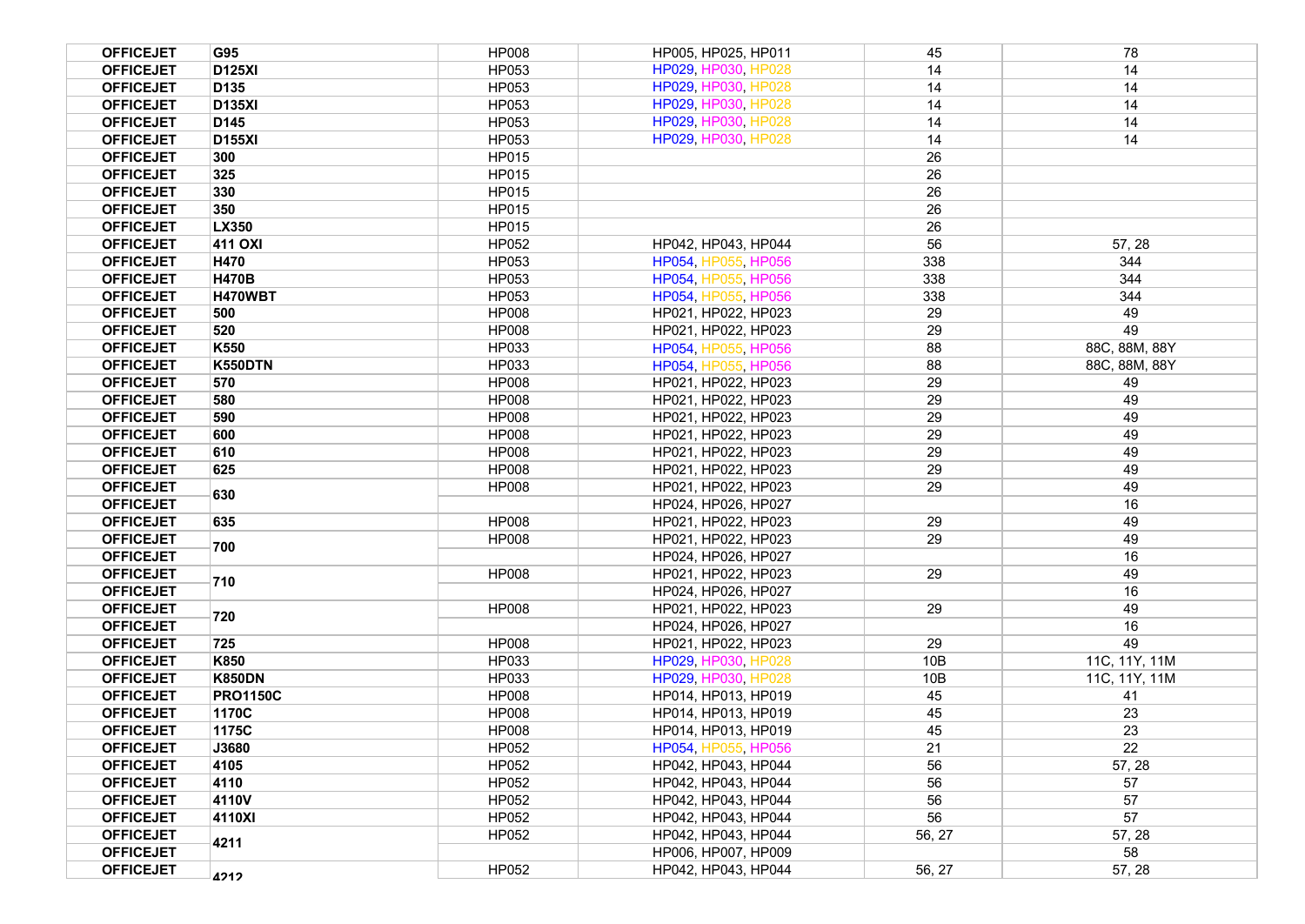| | | | | | |
|---|---|---|---|---|---|
| OFFICEJET | G95 | HP008 | HP005, HP025, HP011 | 45 | 78 |
| OFFICEJET | D125XI | HP053 | HP029, HP030, HP028 | 14 | 14 |
| OFFICEJET | D135 | HP053 | HP029, HP030, HP028 | 14 | 14 |
| OFFICEJET | D135XI | HP053 | HP029, HP030, HP028 | 14 | 14 |
| OFFICEJET | D145 | HP053 | HP029, HP030, HP028 | 14 | 14 |
| OFFICEJET | D155XI | HP053 | HP029, HP030, HP028 | 14 | 14 |
| OFFICEJET | 300 | HP015 | | 26 | |
| OFFICEJET | 325 | HP015 | | 26 | |
| OFFICEJET | 330 | HP015 | | 26 | |
| OFFICEJET | 350 | HP015 | | 26 | |
| OFFICEJET | LX350 | HP015 | | 26 | |
| OFFICEJET | 411 OXI | HP052 | HP042, HP043, HP044 | 56 | 57, 28 |
| OFFICEJET | H470 | HP053 | HP054, HP055, HP056 | 338 | 344 |
| OFFICEJET | H470B | HP053 | HP054, HP055, HP056 | 338 | 344 |
| OFFICEJET | H470WBT | HP053 | HP054, HP055, HP056 | 338 | 344 |
| OFFICEJET | 500 | HP008 | HP021, HP022, HP023 | 29 | 49 |
| OFFICEJET | 520 | HP008 | HP021, HP022, HP023 | 29 | 49 |
| OFFICEJET | K550 | HP033 | HP054, HP055, HP056 | 88 | 88C, 88M, 88Y |
| OFFICEJET | K550DTN | HP033 | HP054, HP055, HP056 | 88 | 88C, 88M, 88Y |
| OFFICEJET | 570 | HP008 | HP021, HP022, HP023 | 29 | 49 |
| OFFICEJET | 580 | HP008 | HP021, HP022, HP023 | 29 | 49 |
| OFFICEJET | 590 | HP008 | HP021, HP022, HP023 | 29 | 49 |
| OFFICEJET | 600 | HP008 | HP021, HP022, HP023 | 29 | 49 |
| OFFICEJET | 610 | HP008 | HP021, HP022, HP023 | 29 | 49 |
| OFFICEJET | 625 | HP008 | HP021, HP022, HP023 | 29 | 49 |
| OFFICEJET | 630 | HP008 | HP021, HP022, HP023 | 29 | 49 |
| OFFICEJET | | | HP024, HP026, HP027 | | 16 |
| OFFICEJET | 635 | HP008 | HP021, HP022, HP023 | 29 | 49 |
| OFFICEJET | 700 | HP008 | HP021, HP022, HP023 | 29 | 49 |
| OFFICEJET | | | HP024, HP026, HP027 | | 16 |
| OFFICEJET | 710 | HP008 | HP021, HP022, HP023 | 29 | 49 |
| OFFICEJET | | | HP024, HP026, HP027 | | 16 |
| OFFICEJET | 720 | HP008 | HP021, HP022, HP023 | 29 | 49 |
| OFFICEJET | | | HP024, HP026, HP027 | | 16 |
| OFFICEJET | 725 | HP008 | HP021, HP022, HP023 | 29 | 49 |
| OFFICEJET | K850 | HP033 | HP029, HP030, HP028 | 10B | 11C, 11Y, 11M |
| OFFICEJET | K850DN | HP033 | HP029, HP030, HP028 | 10B | 11C, 11Y, 11M |
| OFFICEJET | PRO1150C | HP008 | HP014, HP013, HP019 | 45 | 41 |
| OFFICEJET | 1170C | HP008 | HP014, HP013, HP019 | 45 | 23 |
| OFFICEJET | 1175C | HP008 | HP014, HP013, HP019 | 45 | 23 |
| OFFICEJET | J3680 | HP052 | HP054, HP055, HP056 | 21 | 22 |
| OFFICEJET | 4105 | HP052 | HP042, HP043, HP044 | 56 | 57, 28 |
| OFFICEJET | 4110 | HP052 | HP042, HP043, HP044 | 56 | 57 |
| OFFICEJET | 4110V | HP052 | HP042, HP043, HP044 | 56 | 57 |
| OFFICEJET | 4110XI | HP052 | HP042, HP043, HP044 | 56 | 57 |
| OFFICEJET | 4211 | HP052 | HP042, HP043, HP044 | 56, 27 | 57, 28 |
| OFFICEJET | | | HP006, HP007, HP009 | | 58 |
| OFFICEJET | 4212 | HP052 | HP042, HP043, HP044 | 56, 27 | 57, 28 |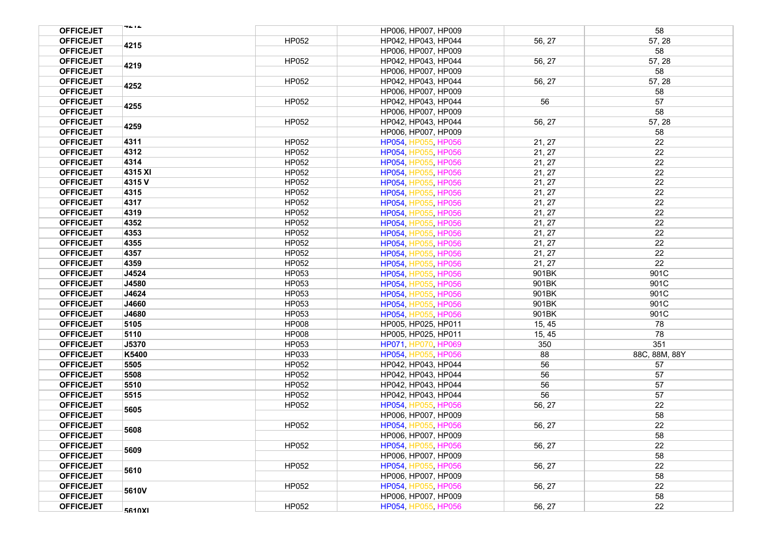| | | | | | |
|---|---|---|---|---|---|
| OFFICEJET | 4212 | | HP006, HP007, HP009 | | 58 |
| OFFICEJET | 4215 | HP052 | HP042, HP043, HP044 | 56, 27 | 57, 28 |
| OFFICEJET | | | HP006, HP007, HP009 | | 58 |
| OFFICEJET | 4219 | HP052 | HP042, HP043, HP044 | 56, 27 | 57, 28 |
| OFFICEJET | | | HP006, HP007, HP009 | | 58 |
| OFFICEJET | 4252 | HP052 | HP042, HP043, HP044 | 56, 27 | 57, 28 |
| OFFICEJET | | | HP006, HP007, HP009 | | 58 |
| OFFICEJET | 4255 | HP052 | HP042, HP043, HP044 | 56 | 57 |
| OFFICEJET | | | HP006, HP007, HP009 | | 58 |
| OFFICEJET | 4259 | HP052 | HP042, HP043, HP044 | 56, 27 | 57, 28 |
| OFFICEJET | | | HP006, HP007, HP009 | | 58 |
| OFFICEJET | 4311 | HP052 | HP054, HP055, HP056 | 21, 27 | 22 |
| OFFICEJET | 4312 | HP052 | HP054, HP055, HP056 | 21, 27 | 22 |
| OFFICEJET | 4314 | HP052 | HP054, HP055, HP056 | 21, 27 | 22 |
| OFFICEJET | 4315 XI | HP052 | HP054, HP055, HP056 | 21, 27 | 22 |
| OFFICEJET | 4315 V | HP052 | HP054, HP055, HP056 | 21, 27 | 22 |
| OFFICEJET | 4315 | HP052 | HP054, HP055, HP056 | 21, 27 | 22 |
| OFFICEJET | 4317 | HP052 | HP054, HP055, HP056 | 21, 27 | 22 |
| OFFICEJET | 4319 | HP052 | HP054, HP055, HP056 | 21, 27 | 22 |
| OFFICEJET | 4352 | HP052 | HP054, HP055, HP056 | 21, 27 | 22 |
| OFFICEJET | 4353 | HP052 | HP054, HP055, HP056 | 21, 27 | 22 |
| OFFICEJET | 4355 | HP052 | HP054, HP055, HP056 | 21, 27 | 22 |
| OFFICEJET | 4357 | HP052 | HP054, HP055, HP056 | 21, 27 | 22 |
| OFFICEJET | 4359 | HP052 | HP054, HP055, HP056 | 21, 27 | 22 |
| OFFICEJET | J4524 | HP053 | HP054, HP055, HP056 | 901BK | 901C |
| OFFICEJET | J4580 | HP053 | HP054, HP055, HP056 | 901BK | 901C |
| OFFICEJET | J4624 | HP053 | HP054, HP055, HP056 | 901BK | 901C |
| OFFICEJET | J4660 | HP053 | HP054, HP055, HP056 | 901BK | 901C |
| OFFICEJET | J4680 | HP053 | HP054, HP055, HP056 | 901BK | 901C |
| OFFICEJET | 5105 | HP008 | HP005, HP025, HP011 | 15, 45 | 78 |
| OFFICEJET | 5110 | HP008 | HP005, HP025, HP011 | 15, 45 | 78 |
| OFFICEJET | J5370 | HP053 | HP071, HP070, HP069 | 350 | 351 |
| OFFICEJET | K5400 | HP033 | HP054, HP055, HP056 | 88 | 88C, 88M, 88Y |
| OFFICEJET | 5505 | HP052 | HP042, HP043, HP044 | 56 | 57 |
| OFFICEJET | 5508 | HP052 | HP042, HP043, HP044 | 56 | 57 |
| OFFICEJET | 5510 | HP052 | HP042, HP043, HP044 | 56 | 57 |
| OFFICEJET | 5515 | HP052 | HP042, HP043, HP044 | 56 | 57 |
| OFFICEJET | 5605 | HP052 | HP054, HP055, HP056 | 56, 27 | 22 |
| OFFICEJET | | | HP006, HP007, HP009 | | 58 |
| OFFICEJET | 5608 | HP052 | HP054, HP055, HP056 | 56, 27 | 22 |
| OFFICEJET | | | HP006, HP007, HP009 | | 58 |
| OFFICEJET | 5609 | HP052 | HP054, HP055, HP056 | 56, 27 | 22 |
| OFFICEJET | | | HP006, HP007, HP009 | | 58 |
| OFFICEJET | 5610 | HP052 | HP054, HP055, HP056 | 56, 27 | 22 |
| OFFICEJET | | | HP006, HP007, HP009 | | 58 |
| OFFICEJET | 5610V | HP052 | HP054, HP055, HP056 | 56, 27 | 22 |
| OFFICEJET | | | HP006, HP007, HP009 | | 58 |
| OFFICEJET | 5610XI | HP052 | HP054, HP055, HP056 | 56, 27 | 22 |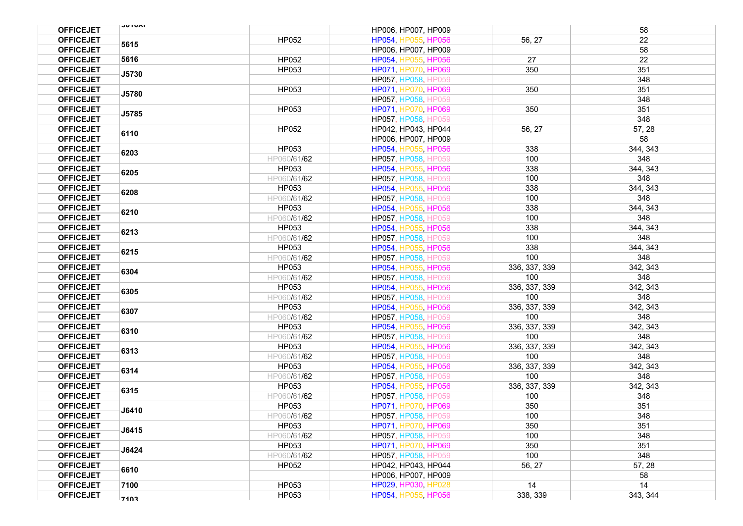| OFFICEJET | 5610XI |  | HP006, HP007, HP009 |  | 58 |
|---|---|---|---|---|---|
| OFFICEJET | 5615 | HP052 | HP054, HP055, HP056 | 56, 27 | 22 |
| OFFICEJET |  |  | HP006, HP007, HP009 |  | 58 |
| OFFICEJET | 5616 | HP052 | HP054, HP055, HP056 | 27 | 22 |
| OFFICEJET | J5730 | HP053 | HP071, HP070, HP069 | 350 | 351 |
| OFFICEJET |  |  | HP057, HP058, HP059 |  | 348 |
| OFFICEJET | J5780 | HP053 | HP071, HP070, HP069 | 350 | 351 |
| OFFICEJET |  |  | HP057, HP058, HP059 |  | 348 |
| OFFICEJET | J5785 | HP053 | HP071, HP070, HP069 | 350 | 351 |
| OFFICEJET |  |  | HP057, HP058, HP059 |  | 348 |
| OFFICEJET | 6110 | HP052 | HP042, HP043, HP044 | 56, 27 | 57, 28 |
| OFFICEJET |  |  | HP006, HP007, HP009 |  | 58 |
| OFFICEJET | 6203 | HP053 | HP054, HP055, HP056 | 338 | 344, 343 |
| OFFICEJET |  | HP060/61/62 | HP057, HP058, HP059 | 100 | 348 |
| OFFICEJET | 6205 | HP053 | HP054, HP055, HP056 | 338 | 344, 343 |
| OFFICEJET |  | HP060/61/62 | HP057, HP058, HP059 | 100 | 348 |
| OFFICEJET | 6208 | HP053 | HP054, HP055, HP056 | 338 | 344, 343 |
| OFFICEJET |  | HP060/61/62 | HP057, HP058, HP059 | 100 | 348 |
| OFFICEJET | 6210 | HP053 | HP054, HP055, HP056 | 338 | 344, 343 |
| OFFICEJET |  | HP060/61/62 | HP057, HP058, HP059 | 100 | 348 |
| OFFICEJET | 6213 | HP053 | HP054, HP055, HP056 | 338 | 344, 343 |
| OFFICEJET |  | HP060/61/62 | HP057, HP058, HP059 | 100 | 348 |
| OFFICEJET | 6215 | HP053 | HP054, HP055, HP056 | 338 | 344, 343 |
| OFFICEJET |  | HP060/61/62 | HP057, HP058, HP059 | 100 | 348 |
| OFFICEJET | 6304 | HP053 | HP054, HP055, HP056 | 336, 337, 339 | 342, 343 |
| OFFICEJET |  | HP060/61/62 | HP057, HP058, HP059 | 100 | 348 |
| OFFICEJET | 6305 | HP053 | HP054, HP055, HP056 | 336, 337, 339 | 342, 343 |
| OFFICEJET |  | HP060/61/62 | HP057, HP058, HP059 | 100 | 348 |
| OFFICEJET | 6307 | HP053 | HP054, HP055, HP056 | 336, 337, 339 | 342, 343 |
| OFFICEJET |  | HP060/61/62 | HP057, HP058, HP059 | 100 | 348 |
| OFFICEJET | 6310 | HP053 | HP054, HP055, HP056 | 336, 337, 339 | 342, 343 |
| OFFICEJET |  | HP060/61/62 | HP057, HP058, HP059 | 100 | 348 |
| OFFICEJET | 6313 | HP053 | HP054, HP055, HP056 | 336, 337, 339 | 342, 343 |
| OFFICEJET |  | HP060/61/62 | HP057, HP058, HP059 | 100 | 348 |
| OFFICEJET | 6314 | HP053 | HP054, HP055, HP056 | 336, 337, 339 | 342, 343 |
| OFFICEJET |  | HP060/61/62 | HP057, HP058, HP059 | 100 | 348 |
| OFFICEJET | 6315 | HP053 | HP054, HP055, HP056 | 336, 337, 339 | 342, 343 |
| OFFICEJET |  | HP060/61/62 | HP057, HP058, HP059 | 100 | 348 |
| OFFICEJET | J6410 | HP053 | HP071, HP070, HP069 | 350 | 351 |
| OFFICEJET |  | HP060/61/62 | HP057, HP058, HP059 | 100 | 348 |
| OFFICEJET | J6415 | HP053 | HP071, HP070, HP069 | 350 | 351 |
| OFFICEJET |  | HP060/61/62 | HP057, HP058, HP059 | 100 | 348 |
| OFFICEJET | J6424 | HP053 | HP071, HP070, HP069 | 350 | 351 |
| OFFICEJET |  | HP060/61/62 | HP057, HP058, HP059 | 100 | 348 |
| OFFICEJET | 6610 | HP052 | HP042, HP043, HP044 | 56, 27 | 57, 28 |
| OFFICEJET |  |  | HP006, HP007, HP009 |  | 58 |
| OFFICEJET | 7100 | HP053 | HP029, HP030, HP028 | 14 | 14 |
| OFFICEJET | 7103 | HP053 | HP054, HP055, HP056 | 338, 339 | 343, 344 |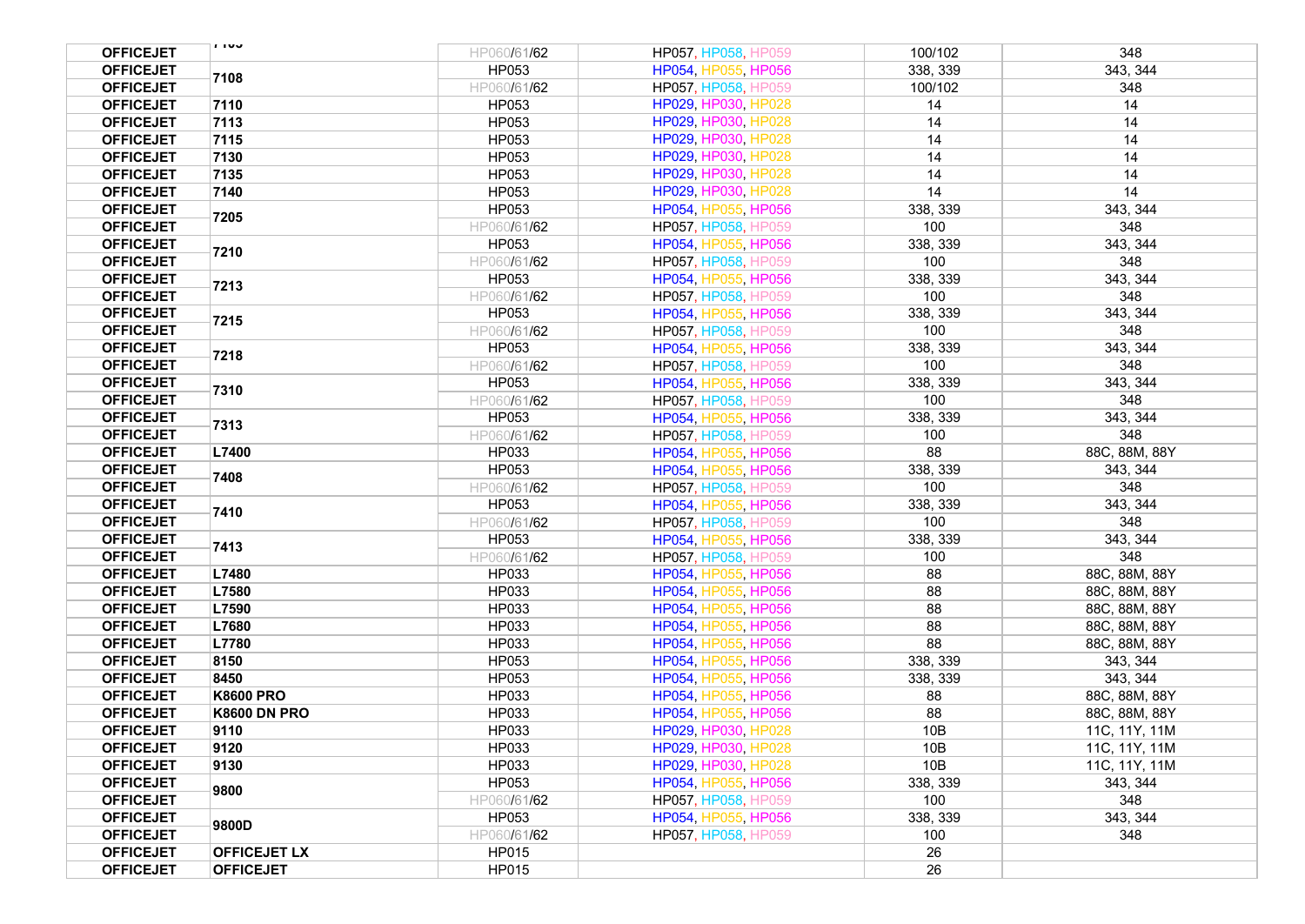| OFFICEJET | 7105 | HP060/61/62 | HP057, HP058, HP059 | 100/102 | 348 |
|---|---|---|---|---|---|
| OFFICEJET | 7108 | HP053 | HP054, HP055, HP056 | 338, 339 | 343, 344 |
| OFFICEJET | | HP060/61/62 | HP057, HP058, HP059 | 100/102 | 348 |
| OFFICEJET | 7110 | HP053 | HP029, HP030, HP028 | 14 | 14 |
| OFFICEJET | 7113 | HP053 | HP029, HP030, HP028 | 14 | 14 |
| OFFICEJET | 7115 | HP053 | HP029, HP030, HP028 | 14 | 14 |
| OFFICEJET | 7130 | HP053 | HP029, HP030, HP028 | 14 | 14 |
| OFFICEJET | 7135 | HP053 | HP029, HP030, HP028 | 14 | 14 |
| OFFICEJET | 7140 | HP053 | HP029, HP030, HP028 | 14 | 14 |
| OFFICEJET | 7205 | HP053 | HP054, HP055, HP056 | 338, 339 | 343, 344 |
| OFFICEJET | | HP060/61/62 | HP057, HP058, HP059 | 100 | 348 |
| OFFICEJET | 7210 | HP053 | HP054, HP055, HP056 | 338, 339 | 343, 344 |
| OFFICEJET | | HP060/61/62 | HP057, HP058, HP059 | 100 | 348 |
| OFFICEJET | 7213 | HP053 | HP054, HP055, HP056 | 338, 339 | 343, 344 |
| OFFICEJET | | HP060/61/62 | HP057, HP058, HP059 | 100 | 348 |
| OFFICEJET | 7215 | HP053 | HP054, HP055, HP056 | 338, 339 | 343, 344 |
| OFFICEJET | | HP060/61/62 | HP057, HP058, HP059 | 100 | 348 |
| OFFICEJET | 7218 | HP053 | HP054, HP055, HP056 | 338, 339 | 343, 344 |
| OFFICEJET | | HP060/61/62 | HP057, HP058, HP059 | 100 | 348 |
| OFFICEJET | 7310 | HP053 | HP054, HP055, HP056 | 338, 339 | 343, 344 |
| OFFICEJET | | HP060/61/62 | HP057, HP058, HP059 | 100 | 348 |
| OFFICEJET | 7313 | HP053 | HP054, HP055, HP056 | 338, 339 | 343, 344 |
| OFFICEJET | | HP060/61/62 | HP057, HP058, HP059 | 100 | 348 |
| OFFICEJET | L7400 | HP033 | HP054, HP055, HP056 | 88 | 88C, 88M, 88Y |
| OFFICEJET | 7408 | HP053 | HP054, HP055, HP056 | 338, 339 | 343, 344 |
| OFFICEJET | | HP060/61/62 | HP057, HP058, HP059 | 100 | 348 |
| OFFICEJET | 7410 | HP053 | HP054, HP055, HP056 | 338, 339 | 343, 344 |
| OFFICEJET | | HP060/61/62 | HP057, HP058, HP059 | 100 | 348 |
| OFFICEJET | 7413 | HP053 | HP054, HP055, HP056 | 338, 339 | 343, 344 |
| OFFICEJET | | HP060/61/62 | HP057, HP058, HP059 | 100 | 348 |
| OFFICEJET | L7480 | HP033 | HP054, HP055, HP056 | 88 | 88C, 88M, 88Y |
| OFFICEJET | L7580 | HP033 | HP054, HP055, HP056 | 88 | 88C, 88M, 88Y |
| OFFICEJET | L7590 | HP033 | HP054, HP055, HP056 | 88 | 88C, 88M, 88Y |
| OFFICEJET | L7680 | HP033 | HP054, HP055, HP056 | 88 | 88C, 88M, 88Y |
| OFFICEJET | L7780 | HP033 | HP054, HP055, HP056 | 88 | 88C, 88M, 88Y |
| OFFICEJET | 8150 | HP053 | HP054, HP055, HP056 | 338, 339 | 343, 344 |
| OFFICEJET | 8450 | HP053 | HP054, HP055, HP056 | 338, 339 | 343, 344 |
| OFFICEJET | K8600 PRO | HP033 | HP054, HP055, HP056 | 88 | 88C, 88M, 88Y |
| OFFICEJET | K8600 DN PRO | HP033 | HP054, HP055, HP056 | 88 | 88C, 88M, 88Y |
| OFFICEJET | 9110 | HP033 | HP029, HP030, HP028 | 10B | 11C, 11Y, 11M |
| OFFICEJET | 9120 | HP033 | HP029, HP030, HP028 | 10B | 11C, 11Y, 11M |
| OFFICEJET | 9130 | HP033 | HP029, HP030, HP028 | 10B | 11C, 11Y, 11M |
| OFFICEJET | 9800 | HP053 | HP054, HP055, HP056 | 338, 339 | 343, 344 |
| OFFICEJET | | HP060/61/62 | HP057, HP058, HP059 | 100 | 348 |
| OFFICEJET | 9800D | HP053 | HP054, HP055, HP056 | 338, 339 | 343, 344 |
| OFFICEJET | | HP060/61/62 | HP057, HP058, HP059 | 100 | 348 |
| OFFICEJET | OFFICEJET LX | HP015 | | 26 | |
| OFFICEJET | OFFICEJET | HP015 | | 26 | |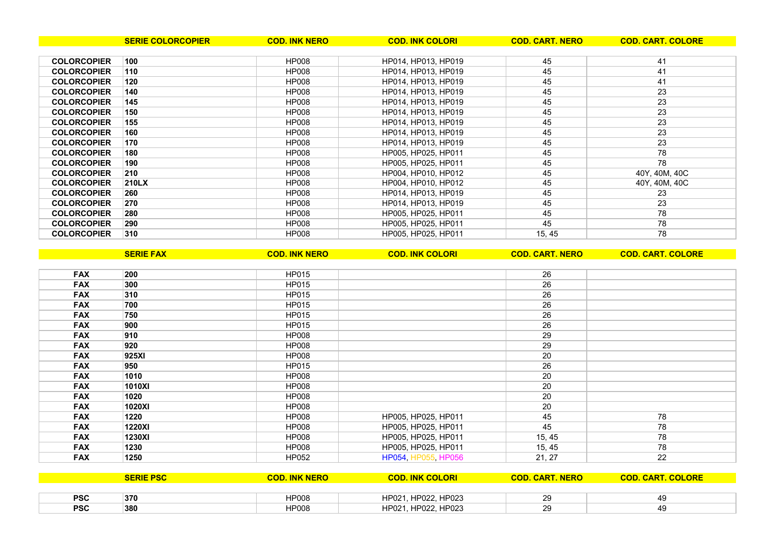| | SERIE COLORCOPIER | COD. INK NERO | COD. INK COLORI | COD. CART. NERO | COD. CART. COLORE |
|---|---|---|---|---|---|
| COLORCOPIER | 100 | HP008 | HP014, HP013, HP019 | 45 | 41 |
| COLORCOPIER | 110 | HP008 | HP014, HP013, HP019 | 45 | 41 |
| COLORCOPIER | 120 | HP008 | HP014, HP013, HP019 | 45 | 41 |
| COLORCOPIER | 140 | HP008 | HP014, HP013, HP019 | 45 | 23 |
| COLORCOPIER | 145 | HP008 | HP014, HP013, HP019 | 45 | 23 |
| COLORCOPIER | 150 | HP008 | HP014, HP013, HP019 | 45 | 23 |
| COLORCOPIER | 155 | HP008 | HP014, HP013, HP019 | 45 | 23 |
| COLORCOPIER | 160 | HP008 | HP014, HP013, HP019 | 45 | 23 |
| COLORCOPIER | 170 | HP008 | HP014, HP013, HP019 | 45 | 23 |
| COLORCOPIER | 180 | HP008 | HP005, HP025, HP011 | 45 | 78 |
| COLORCOPIER | 190 | HP008 | HP005, HP025, HP011 | 45 | 78 |
| COLORCOPIER | 210 | HP008 | HP004, HP010, HP012 | 45 | 40Y, 40M, 40C |
| COLORCOPIER | 210LX | HP008 | HP004, HP010, HP012 | 45 | 40Y, 40M, 40C |
| COLORCOPIER | 260 | HP008 | HP014, HP013, HP019 | 45 | 23 |
| COLORCOPIER | 270 | HP008 | HP014, HP013, HP019 | 45 | 23 |
| COLORCOPIER | 280 | HP008 | HP005, HP025, HP011 | 45 | 78 |
| COLORCOPIER | 290 | HP008 | HP005, HP025, HP011 | 45 | 78 |
| COLORCOPIER | 310 | HP008 | HP005, HP025, HP011 | 15, 45 | 78 |

| | SERIE FAX | COD. INK NERO | COD. INK COLORI | COD. CART. NERO | COD. CART. COLORE |
|---|---|---|---|---|---|
| FAX | 200 | HP015 | | 26 | |
| FAX | 300 | HP015 | | 26 | |
| FAX | 310 | HP015 | | 26 | |
| FAX | 700 | HP015 | | 26 | |
| FAX | 750 | HP015 | | 26 | |
| FAX | 900 | HP015 | | 26 | |
| FAX | 910 | HP008 | | 29 | |
| FAX | 920 | HP008 | | 29 | |
| FAX | 925XI | HP008 | | 20 | |
| FAX | 950 | HP015 | | 26 | |
| FAX | 1010 | HP008 | | 20 | |
| FAX | 1010XI | HP008 | | 20 | |
| FAX | 1020 | HP008 | | 20 | |
| FAX | 1020XI | HP008 | | 20 | |
| FAX | 1220 | HP008 | HP005, HP025, HP011 | 45 | 78 |
| FAX | 1220XI | HP008 | HP005, HP025, HP011 | 45 | 78 |
| FAX | 1230XI | HP008 | HP005, HP025, HP011 | 15, 45 | 78 |
| FAX | 1230 | HP008 | HP005, HP025, HP011 | 15, 45 | 78 |
| FAX | 1250 | HP052 | HP054, HP055, HP056 | 21, 27 | 22 |

| | SERIE PSC | COD. INK NERO | COD. INK COLORI | COD. CART. NERO | COD. CART. COLORE |
|---|---|---|---|---|---|
| PSC | 370 | HP008 | HP021, HP022, HP023 | 29 | 49 |
| PSC | 380 | HP008 | HP021, HP022, HP023 | 29 | 49 |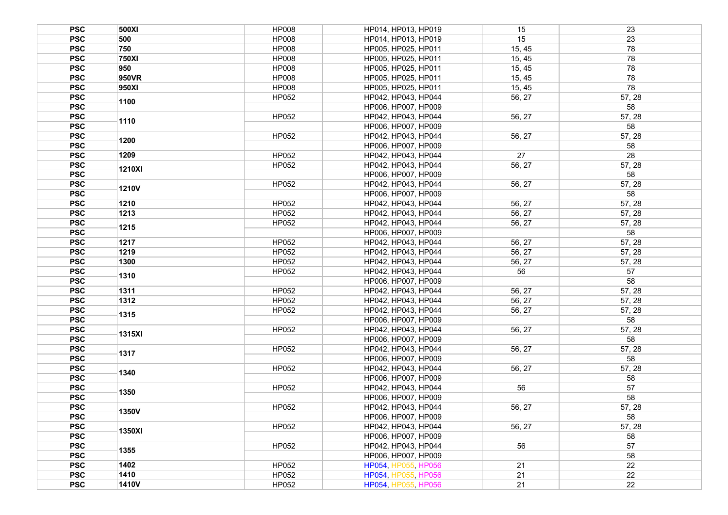| | | | | | |
|---|---|---|---|---|---|
| **PSC** | **500XI** | HP008 | HP014, HP013, HP019 | 15 | 23 |
| **PSC** | **500** | HP008 | HP014, HP013, HP019 | 15 | 23 |
| **PSC** | **750** | HP008 | HP005, HP025, HP011 | 15, 45 | 78 |
| **PSC** | **750XI** | HP008 | HP005, HP025, HP011 | 15, 45 | 78 |
| **PSC** | **950** | HP008 | HP005, HP025, HP011 | 15, 45 | 78 |
| **PSC** | **950VR** | HP008 | HP005, HP025, HP011 | 15, 45 | 78 |
| **PSC** | **950XI** | HP008 | HP005, HP025, HP011 | 15, 45 | 78 |
| **PSC** | **1100** | HP052 | HP042, HP043, HP044 | 56, 27 | 57, 28 |
| **PSC** | | | HP006, HP007, HP009 | | 58 |
| **PSC** | **1110** | HP052 | HP042, HP043, HP044 | 56, 27 | 57, 28 |
| **PSC** | | | HP006, HP007, HP009 | | 58 |
| **PSC** | **1200** | HP052 | HP042, HP043, HP044 | 56, 27 | 57, 28 |
| **PSC** | | | HP006, HP007, HP009 | | 58 |
| **PSC** | **1209** | HP052 | HP042, HP043, HP044 | 27 | 28 |
| **PSC** | **1210XI** | HP052 | HP042, HP043, HP044 | 56, 27 | 57, 28 |
| **PSC** | | | HP006, HP007, HP009 | | 58 |
| **PSC** | **1210V** | HP052 | HP042, HP043, HP044 | 56, 27 | 57, 28 |
| **PSC** | | | HP006, HP007, HP009 | | 58 |
| **PSC** | **1210** | HP052 | HP042, HP043, HP044 | 56, 27 | 57, 28 |
| **PSC** | **1213** | HP052 | HP042, HP043, HP044 | 56, 27 | 57, 28 |
| **PSC** | **1215** | HP052 | HP042, HP043, HP044 | 56, 27 | 57, 28 |
| **PSC** | | | HP006, HP007, HP009 | | 58 |
| **PSC** | **1217** | HP052 | HP042, HP043, HP044 | 56, 27 | 57, 28 |
| **PSC** | **1219** | HP052 | HP042, HP043, HP044 | 56, 27 | 57, 28 |
| **PSC** | **1300** | HP052 | HP042, HP043, HP044 | 56, 27 | 57, 28 |
| **PSC** | **1310** | HP052 | HP042, HP043, HP044 | 56 | 57 |
| **PSC** | | | HP006, HP007, HP009 | | 58 |
| **PSC** | **1311** | HP052 | HP042, HP043, HP044 | 56, 27 | 57, 28 |
| **PSC** | **1312** | HP052 | HP042, HP043, HP044 | 56, 27 | 57, 28 |
| **PSC** | **1315** | HP052 | HP042, HP043, HP044 | 56, 27 | 57, 28 |
| **PSC** | | | HP006, HP007, HP009 | | 58 |
| **PSC** | **1315XI** | HP052 | HP042, HP043, HP044 | 56, 27 | 57, 28 |
| **PSC** | | | HP006, HP007, HP009 | | 58 |
| **PSC** | **1317** | HP052 | HP042, HP043, HP044 | 56, 27 | 57, 28 |
| **PSC** | | | HP006, HP007, HP009 | | 58 |
| **PSC** | **1340** | HP052 | HP042, HP043, HP044 | 56, 27 | 57, 28 |
| **PSC** | | | HP006, HP007, HP009 | | 58 |
| **PSC** | **1350** | HP052 | HP042, HP043, HP044 | 56 | 57 |
| **PSC** | | | HP006, HP007, HP009 | | 58 |
| **PSC** | **1350V** | HP052 | HP042, HP043, HP044 | 56, 27 | 57, 28 |
| **PSC** | | | HP006, HP007, HP009 | | 58 |
| **PSC** | **1350XI** | HP052 | HP042, HP043, HP044 | 56, 27 | 57, 28 |
| **PSC** | | | HP006, HP007, HP009 | | 58 |
| **PSC** | **1355** | HP052 | HP042, HP043, HP044 | 56 | 57 |
| **PSC** | | | HP006, HP007, HP009 | | 58 |
| **PSC** | **1402** | HP052 | HP054, HP055, HP056 | 21 | 22 |
| **PSC** | **1410** | HP052 | HP054, HP055, HP056 | 21 | 22 |
| **PSC** | **1410V** | HP052 | HP054, HP055, HP056 | 21 | 22 |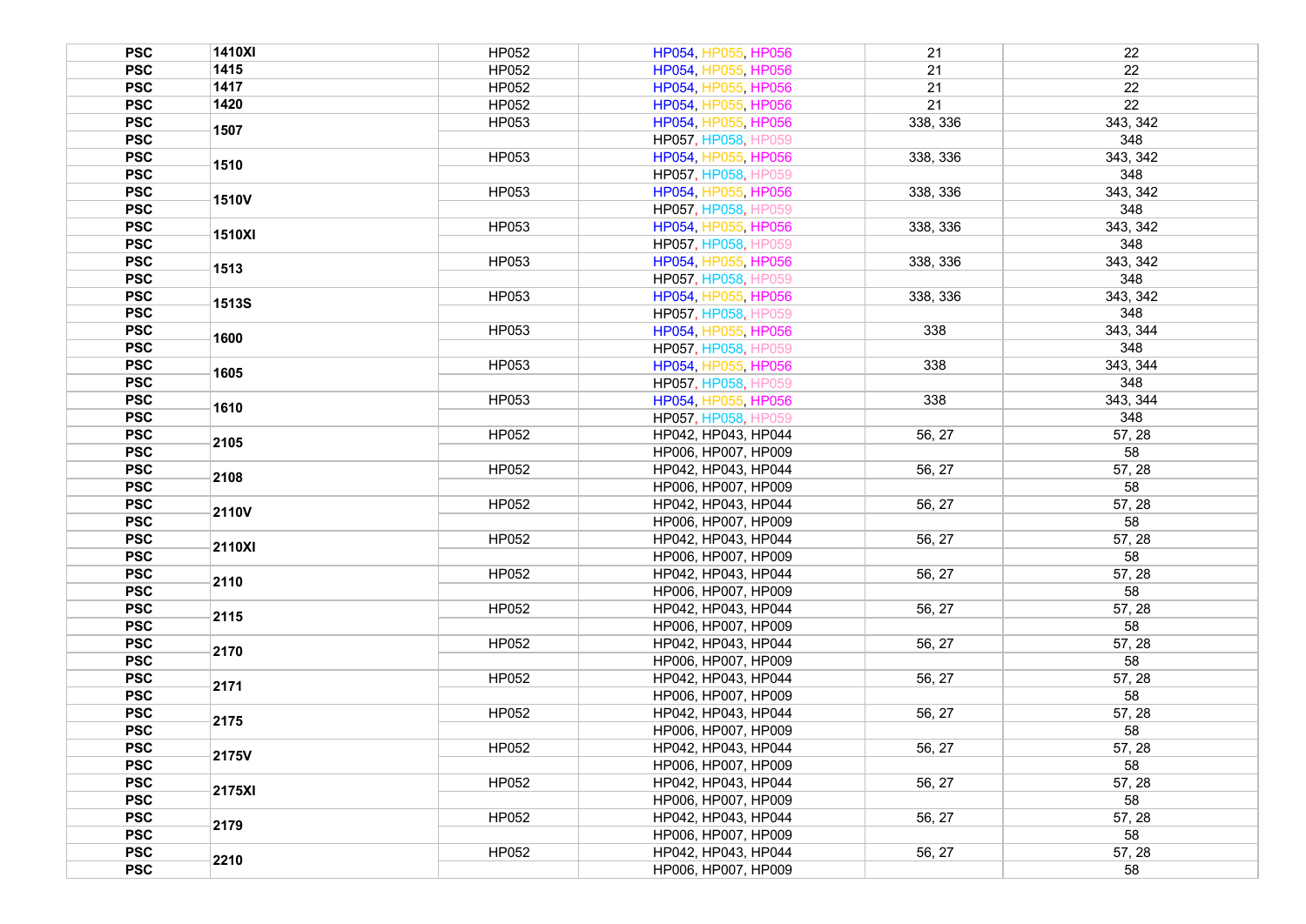| | | | | | |
|---|---|---|---|---|---|
| **PSC** | **1410XI** | HP052 | HP054, HP055, HP056 | 21 | 22 |
| **PSC** | **1415** | HP052 | HP054, HP055, HP056 | 21 | 22 |
| **PSC** | **1417** | HP052 | HP054, HP055, HP056 | 21 | 22 |
| **PSC** | **1420** | HP052 | HP054, HP055, HP056 | 21 | 22 |
| **PSC** | **1507** | HP053 | HP054, HP055, HP056 | 338, 336 | 343, 342 |
| **PSC** | | | HP057, HP058, HP059 | | 348 |
| **PSC** | **1510** | HP053 | HP054, HP055, HP056 | 338, 336 | 343, 342 |
| **PSC** | | | HP057, HP058, HP059 | | 348 |
| **PSC** | **1510V** | HP053 | HP054, HP055, HP056 | 338, 336 | 343, 342 |
| **PSC** | | | HP057, HP058, HP059 | | 348 |
| **PSC** | **1510XI** | HP053 | HP054, HP055, HP056 | 338, 336 | 343, 342 |
| **PSC** | | | HP057, HP058, HP059 | | 348 |
| **PSC** | **1513** | HP053 | HP054, HP055, HP056 | 338, 336 | 343, 342 |
| **PSC** | | | HP057, HP058, HP059 | | 348 |
| **PSC** | **1513S** | HP053 | HP054, HP055, HP056 | 338, 336 | 343, 342 |
| **PSC** | | | HP057, HP058, HP059 | | 348 |
| **PSC** | **1600** | HP053 | HP054, HP055, HP056 | 338 | 343, 344 |
| **PSC** | | | HP057, HP058, HP059 | | 348 |
| **PSC** | **1605** | HP053 | HP054, HP055, HP056 | 338 | 343, 344 |
| **PSC** | | | HP057, HP058, HP059 | | 348 |
| **PSC** | **1610** | HP053 | HP054, HP055, HP056 | 338 | 343, 344 |
| **PSC** | | | HP057, HP058, HP059 | | 348 |
| **PSC** | **2105** | HP052 | HP042, HP043, HP044 | 56, 27 | 57, 28 |
| **PSC** | | | HP006, HP007, HP009 | | 58 |
| **PSC** | **2108** | HP052 | HP042, HP043, HP044 | 56, 27 | 57, 28 |
| **PSC** | | | HP006, HP007, HP009 | | 58 |
| **PSC** | **2110V** | HP052 | HP042, HP043, HP044 | 56, 27 | 57, 28 |
| **PSC** | | | HP006, HP007, HP009 | | 58 |
| **PSC** | **2110XI** | HP052 | HP042, HP043, HP044 | 56, 27 | 57, 28 |
| **PSC** | | | HP006, HP007, HP009 | | 58 |
| **PSC** | **2110** | HP052 | HP042, HP043, HP044 | 56, 27 | 57, 28 |
| **PSC** | | | HP006, HP007, HP009 | | 58 |
| **PSC** | **2115** | HP052 | HP042, HP043, HP044 | 56, 27 | 57, 28 |
| **PSC** | | | HP006, HP007, HP009 | | 58 |
| **PSC** | **2170** | HP052 | HP042, HP043, HP044 | 56, 27 | 57, 28 |
| **PSC** | | | HP006, HP007, HP009 | | 58 |
| **PSC** | **2171** | HP052 | HP042, HP043, HP044 | 56, 27 | 57, 28 |
| **PSC** | | | HP006, HP007, HP009 | | 58 |
| **PSC** | **2175** | HP052 | HP042, HP043, HP044 | 56, 27 | 57, 28 |
| **PSC** | | | HP006, HP007, HP009 | | 58 |
| **PSC** | **2175V** | HP052 | HP042, HP043, HP044 | 56, 27 | 57, 28 |
| **PSC** | | | HP006, HP007, HP009 | | 58 |
| **PSC** | **2175XI** | HP052 | HP042, HP043, HP044 | 56, 27 | 57, 28 |
| **PSC** | | | HP006, HP007, HP009 | | 58 |
| **PSC** | **2179** | HP052 | HP042, HP043, HP044 | 56, 27 | 57, 28 |
| **PSC** | | | HP006, HP007, HP009 | | 58 |
| **PSC** | **2210** | HP052 | HP042, HP043, HP044 | 56, 27 | 57, 28 |
| **PSC** | | | HP006, HP007, HP009 | | 58 |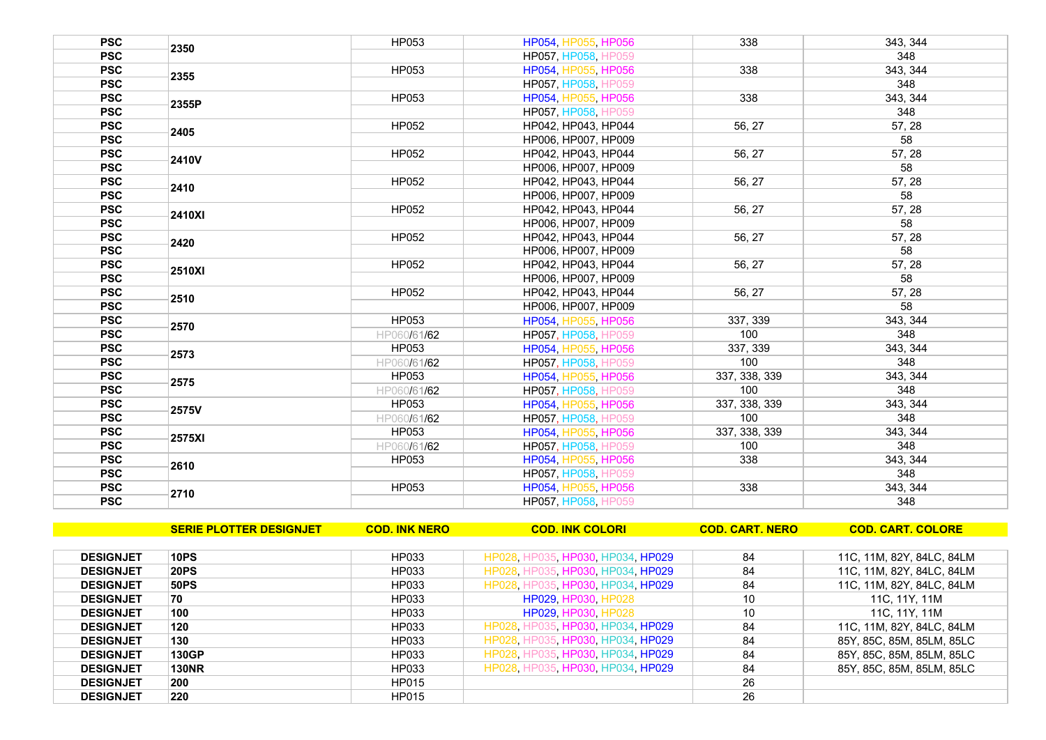| | | | | | |
|---|---|---|---|---|---|
| PSC | 2350 | HP053 | HP054, HP055, HP056 | 338 | 343, 344 |
| PSC | | | HP057, HP058, HP059 | | 348 |
| PSC | 2355 | HP053 | HP054, HP055, HP056 | 338 | 343, 344 |
| PSC | | | HP057, HP058, HP059 | | 348 |
| PSC | 2355P | HP053 | HP054, HP055, HP056 | 338 | 343, 344 |
| PSC | | | HP057, HP058, HP059 | | 348 |
| PSC | 2405 | HP052 | HP042, HP043, HP044 | 56, 27 | 57, 28 |
| PSC | | | HP006, HP007, HP009 | | 58 |
| PSC | 2410V | HP052 | HP042, HP043, HP044 | 56, 27 | 57, 28 |
| PSC | | | HP006, HP007, HP009 | | 58 |
| PSC | 2410 | HP052 | HP042, HP043, HP044 | 56, 27 | 57, 28 |
| PSC | | | HP006, HP007, HP009 | | 58 |
| PSC | 2410XI | HP052 | HP042, HP043, HP044 | 56, 27 | 57, 28 |
| PSC | | | HP006, HP007, HP009 | | 58 |
| PSC | 2420 | HP052 | HP042, HP043, HP044 | 56, 27 | 57, 28 |
| PSC | | | HP006, HP007, HP009 | | 58 |
| PSC | 2510XI | HP052 | HP042, HP043, HP044 | 56, 27 | 57, 28 |
| PSC | | | HP006, HP007, HP009 | | 58 |
| PSC | 2510 | HP052 | HP042, HP043, HP044 | 56, 27 | 57, 28 |
| PSC | | | HP006, HP007, HP009 | | 58 |
| PSC | 2570 | HP053 | HP054, HP055, HP056 | 337, 339 | 343, 344 |
| PSC | | HP060/61/62 | HP057, HP058, HP059 | 100 | 348 |
| PSC | 2573 | HP053 | HP054, HP055, HP056 | 337, 339 | 343, 344 |
| PSC | | HP060/61/62 | HP057, HP058, HP059 | 100 | 348 |
| PSC | 2575 | HP053 | HP054, HP055, HP056 | 337, 338, 339 | 343, 344 |
| PSC | | HP060/61/62 | HP057, HP058, HP059 | 100 | 348 |
| PSC | 2575V | HP053 | HP054, HP055, HP056 | 337, 338, 339 | 343, 344 |
| PSC | | HP060/61/62 | HP057, HP058, HP059 | 100 | 348 |
| PSC | 2575XI | HP053 | HP054, HP055, HP056 | 337, 338, 339 | 343, 344 |
| PSC | | HP060/61/62 | HP057, HP058, HP059 | 100 | 348 |
| PSC | 2610 | HP053 | HP054, HP055, HP056 | 338 | 343, 344 |
| PSC | | | HP057, HP058, HP059 | | 348 |
| PSC | 2710 | HP053 | HP054, HP055, HP056 | 338 | 343, 344 |
| PSC | | | HP057, HP058, HP059 | | 348 |

| | SERIE PLOTTER DESIGNJET | COD. INK NERO | COD. INK COLORI | COD. CART. NERO | COD. CART. COLORE |
|---|---|---|---|---|---|
| DESIGNJET | 10PS | HP033 | HP028, HP035, HP030, HP034, HP029 | 84 | 11C, 11M, 82Y, 84LC, 84LM |
| DESIGNJET | 20PS | HP033 | HP028, HP035, HP030, HP034, HP029 | 84 | 11C, 11M, 82Y, 84LC, 84LM |
| DESIGNJET | 50PS | HP033 | HP028, HP035, HP030, HP034, HP029 | 84 | 11C, 11M, 82Y, 84LC, 84LM |
| DESIGNJET | 70 | HP033 | HP029, HP030, HP028 | 10 | 11C, 11Y, 11M |
| DESIGNJET | 100 | HP033 | HP029, HP030, HP028 | 10 | 11C, 11Y, 11M |
| DESIGNJET | 120 | HP033 | HP028, HP035, HP030, HP034, HP029 | 84 | 11C, 11M, 82Y, 84LC, 84LM |
| DESIGNJET | 130 | HP033 | HP028, HP035, HP030, HP034, HP029 | 84 | 85Y, 85C, 85M, 85LM, 85LC |
| DESIGNJET | 130GP | HP033 | HP028, HP035, HP030, HP034, HP029 | 84 | 85Y, 85C, 85M, 85LM, 85LC |
| DESIGNJET | 130NR | HP033 | HP028, HP035, HP030, HP034, HP029 | 84 | 85Y, 85C, 85M, 85LM, 85LC |
| DESIGNJET | 200 | HP015 | | 26 | |
| DESIGNJET | 220 | HP015 | | 26 | |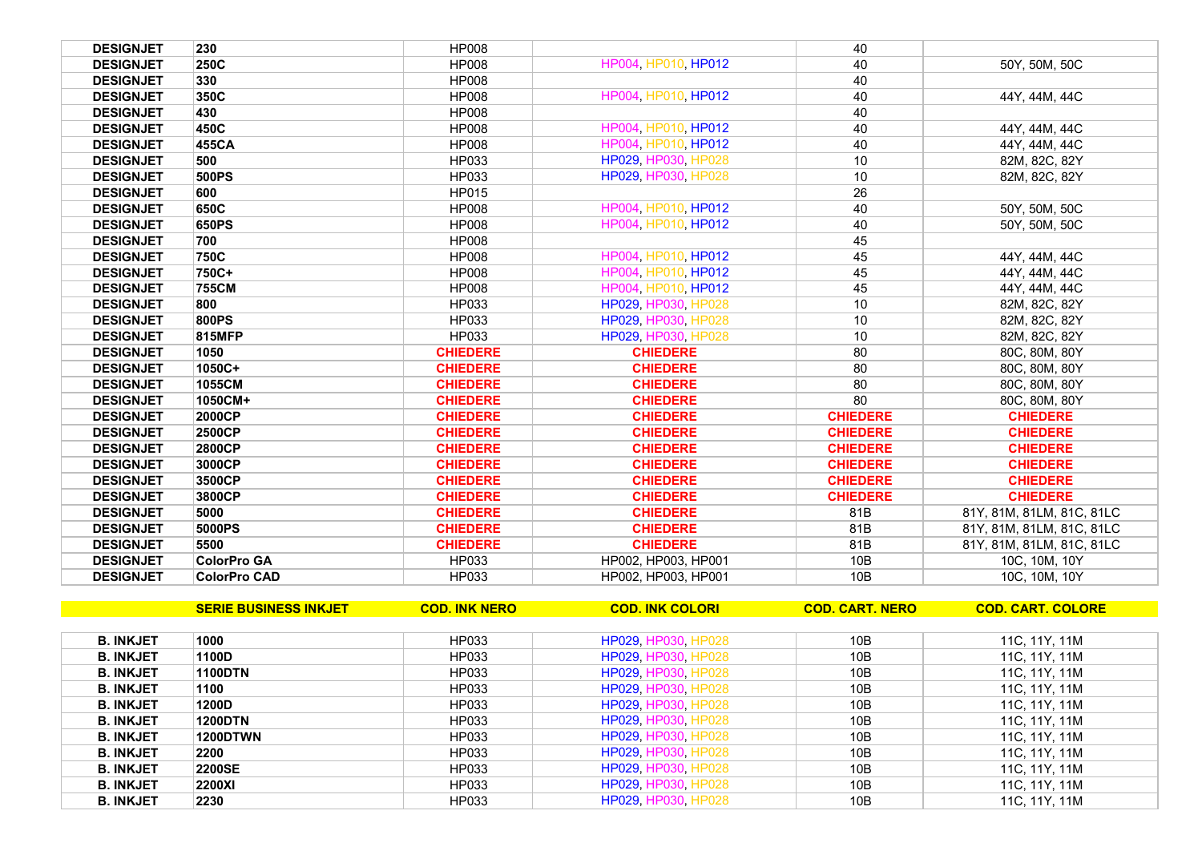| | | | | | |
|---|---|---|---|---|---|
| **DESIGNJET** | **230** | HP008 | | 40 | |
| **DESIGNJET** | **250C** | HP008 | HP004, HP010, HP012 | 40 | 50Y, 50M, 50C |
| **DESIGNJET** | **330** | HP008 | | 40 | |
| **DESIGNJET** | **350C** | HP008 | HP004, HP010, HP012 | 40 | 44Y, 44M, 44C |
| **DESIGNJET** | **430** | HP008 | | 40 | |
| **DESIGNJET** | **450C** | HP008 | HP004, HP010, HP012 | 40 | 44Y, 44M, 44C |
| **DESIGNJET** | **455CA** | HP008 | HP004, HP010, HP012 | 40 | 44Y, 44M, 44C |
| **DESIGNJET** | **500** | HP033 | HP029, HP030, HP028 | 10 | 82M, 82C, 82Y |
| **DESIGNJET** | **500PS** | HP033 | HP029, HP030, HP028 | 10 | 82M, 82C, 82Y |
| **DESIGNJET** | **600** | HP015 | | 26 | |
| **DESIGNJET** | **650C** | HP008 | HP004, HP010, HP012 | 40 | 50Y, 50M, 50C |
| **DESIGNJET** | **650PS** | HP008 | HP004, HP010, HP012 | 40 | 50Y, 50M, 50C |
| **DESIGNJET** | **700** | HP008 | | 45 | |
| **DESIGNJET** | **750C** | HP008 | HP004, HP010, HP012 | 45 | 44Y, 44M, 44C |
| **DESIGNJET** | **750C+** | HP008 | HP004, HP010, HP012 | 45 | 44Y, 44M, 44C |
| **DESIGNJET** | **755CM** | HP008 | HP004, HP010, HP012 | 45 | 44Y, 44M, 44C |
| **DESIGNJET** | **800** | HP033 | HP029, HP030, HP028 | 10 | 82M, 82C, 82Y |
| **DESIGNJET** | **800PS** | HP033 | HP029, HP030, HP028 | 10 | 82M, 82C, 82Y |
| **DESIGNJET** | **815MFP** | HP033 | HP029, HP030, HP028 | 10 | 82M, 82C, 82Y |
| **DESIGNJET** | **1050** | **CHIEDERE** | **CHIEDERE** | 80 | 80C, 80M, 80Y |
| **DESIGNJET** | **1050C+** | **CHIEDERE** | **CHIEDERE** | 80 | 80C, 80M, 80Y |
| **DESIGNJET** | **1055CM** | **CHIEDERE** | **CHIEDERE** | 80 | 80C, 80M, 80Y |
| **DESIGNJET** | **1050CM+** | **CHIEDERE** | **CHIEDERE** | 80 | 80C, 80M, 80Y |
| **DESIGNJET** | **2000CP** | **CHIEDERE** | **CHIEDERE** | **CHIEDERE** | **CHIEDERE** |
| **DESIGNJET** | **2500CP** | **CHIEDERE** | **CHIEDERE** | **CHIEDERE** | **CHIEDERE** |
| **DESIGNJET** | **2800CP** | **CHIEDERE** | **CHIEDERE** | **CHIEDERE** | **CHIEDERE** |
| **DESIGNJET** | **3000CP** | **CHIEDERE** | **CHIEDERE** | **CHIEDERE** | **CHIEDERE** |
| **DESIGNJET** | **3500CP** | **CHIEDERE** | **CHIEDERE** | **CHIEDERE** | **CHIEDERE** |
| **DESIGNJET** | **3800CP** | **CHIEDERE** | **CHIEDERE** | **CHIEDERE** | **CHIEDERE** |
| **DESIGNJET** | **5000** | **CHIEDERE** | **CHIEDERE** | 81B | 81Y, 81M, 81LM, 81C, 81LC |
| **DESIGNJET** | **5000PS** | **CHIEDERE** | **CHIEDERE** | 81B | 81Y, 81M, 81LM, 81C, 81LC |
| **DESIGNJET** | **5500** | **CHIEDERE** | **CHIEDERE** | 81B | 81Y, 81M, 81LM, 81C, 81LC |
| **DESIGNJET** | **ColorPro GA** | HP033 | HP002, HP003, HP001 | 10B | 10C, 10M, 10Y |
| **DESIGNJET** | **ColorPro CAD** | HP033 | HP002, HP003, HP001 | 10B | 10C, 10M, 10Y |

| | SERIE BUSINESS INKJET | COD. INK NERO | COD. INK COLORI | COD. CART. NERO | COD. CART. COLORE |
|---|---|---|---|---|---|
| **B. INKJET** | **1000** | HP033 | HP029, HP030, HP028 | 10B | 11C, 11Y, 11M |
| **B. INKJET** | **1100D** | HP033 | HP029, HP030, HP028 | 10B | 11C, 11Y, 11M |
| **B. INKJET** | **1100DTN** | HP033 | HP029, HP030, HP028 | 10B | 11C, 11Y, 11M |
| **B. INKJET** | **1100** | HP033 | HP029, HP030, HP028 | 10B | 11C, 11Y, 11M |
| **B. INKJET** | **1200D** | HP033 | HP029, HP030, HP028 | 10B | 11C, 11Y, 11M |
| **B. INKJET** | **1200DTN** | HP033 | HP029, HP030, HP028 | 10B | 11C, 11Y, 11M |
| **B. INKJET** | **1200DTWN** | HP033 | HP029, HP030, HP028 | 10B | 11C, 11Y, 11M |
| **B. INKJET** | **2200** | HP033 | HP029, HP030, HP028 | 10B | 11C, 11Y, 11M |
| **B. INKJET** | **2200SE** | HP033 | HP029, HP030, HP028 | 10B | 11C, 11Y, 11M |
| **B. INKJET** | **2200XI** | HP033 | HP029, HP030, HP028 | 10B | 11C, 11Y, 11M |
| **B. INKJET** | **2230** | HP033 | HP029, HP030, HP028 | 10B | 11C, 11Y, 11M |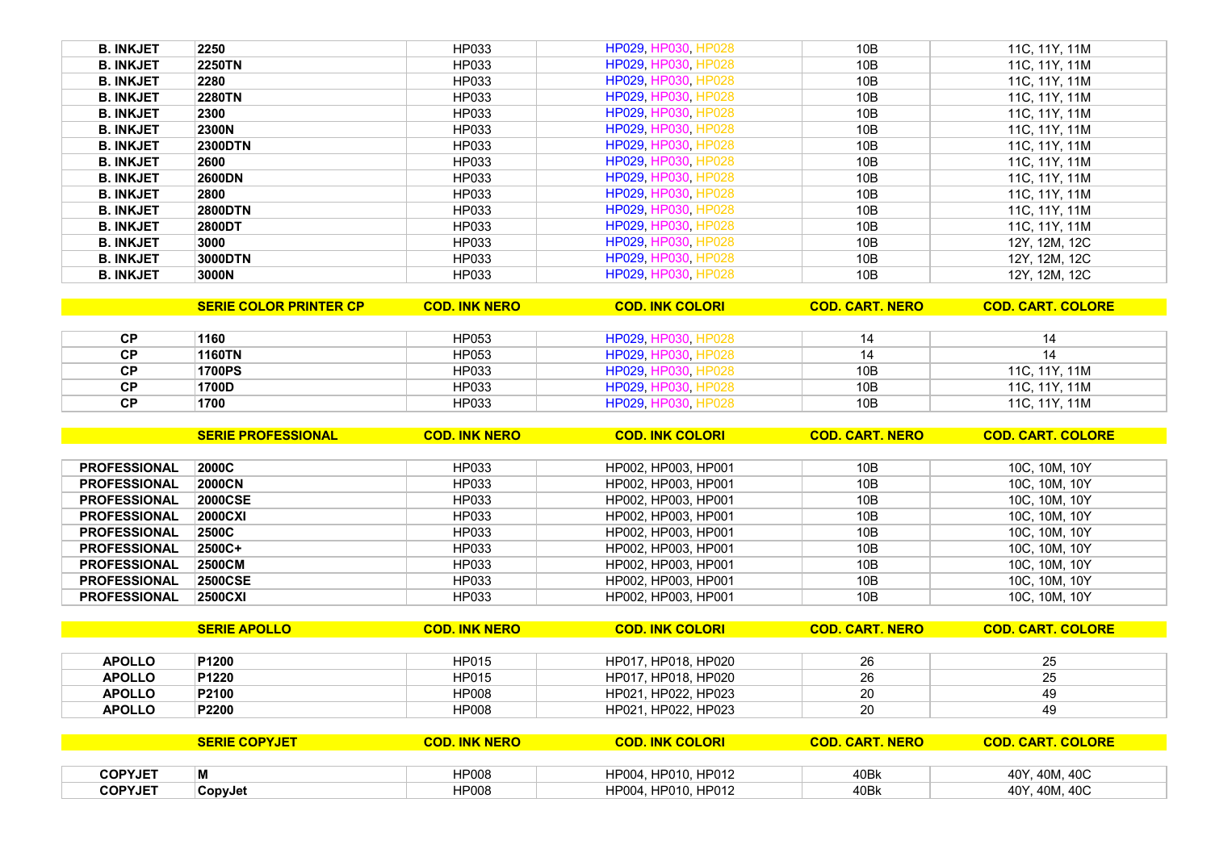| | | | | | |
|---|---|---|---|---|---|
| **B. INKJET** | **2250** | HP033 | HP029, HP030, HP028 | 10B | 11C, 11Y, 11M |
| **B. INKJET** | **2250TN** | HP033 | HP029, HP030, HP028 | 10B | 11C, 11Y, 11M |
| **B. INKJET** | **2280** | HP033 | HP029, HP030, HP028 | 10B | 11C, 11Y, 11M |
| **B. INKJET** | **2280TN** | HP033 | HP029, HP030, HP028 | 10B | 11C, 11Y, 11M |
| **B. INKJET** | **2300** | HP033 | HP029, HP030, HP028 | 10B | 11C, 11Y, 11M |
| **B. INKJET** | **2300N** | HP033 | HP029, HP030, HP028 | 10B | 11C, 11Y, 11M |
| **B. INKJET** | **2300DTN** | HP033 | HP029, HP030, HP028 | 10B | 11C, 11Y, 11M |
| **B. INKJET** | **2600** | HP033 | HP029, HP030, HP028 | 10B | 11C, 11Y, 11M |
| **B. INKJET** | **2600DN** | HP033 | HP029, HP030, HP028 | 10B | 11C, 11Y, 11M |
| **B. INKJET** | **2800** | HP033 | HP029, HP030, HP028 | 10B | 11C, 11Y, 11M |
| **B. INKJET** | **2800DTN** | HP033 | HP029, HP030, HP028 | 10B | 11C, 11Y, 11M |
| **B. INKJET** | **2800DT** | HP033 | HP029, HP030, HP028 | 10B | 11C, 11Y, 11M |
| **B. INKJET** | **3000** | HP033 | HP029, HP030, HP028 | 10B | 12Y, 12M, 12C |
| **B. INKJET** | **3000DTN** | HP033 | HP029, HP030, HP028 | 10B | 12Y, 12M, 12C |
| **B. INKJET** | **3000N** | HP033 | HP029, HP030, HP028 | 10B | 12Y, 12M, 12C |

| | SERIE COLOR PRINTER CP | COD. INK NERO | COD. INK COLORI | COD. CART. NERO | COD. CART. COLORE |
|---|---|---|---|---|---|
| **CP** | **1160** | HP053 | HP029, HP030, HP028 | 14 | 14 |
| **CP** | **1160TN** | HP053 | HP029, HP030, HP028 | 14 | 14 |
| **CP** | **1700PS** | HP033 | HP029, HP030, HP028 | 10B | 11C, 11Y, 11M |
| **CP** | **1700D** | HP033 | HP029, HP030, HP028 | 10B | 11C, 11Y, 11M |
| **CP** | **1700** | HP033 | HP029, HP030, HP028 | 10B | 11C, 11Y, 11M |

| | SERIE PROFESSIONAL | COD. INK NERO | COD. INK COLORI | COD. CART. NERO | COD. CART. COLORE |
|---|---|---|---|---|---|
| **PROFESSIONAL** | **2000C** | HP033 | HP002, HP003, HP001 | 10B | 10C, 10M, 10Y |
| **PROFESSIONAL** | **2000CN** | HP033 | HP002, HP003, HP001 | 10B | 10C, 10M, 10Y |
| **PROFESSIONAL** | **2000CSE** | HP033 | HP002, HP003, HP001 | 10B | 10C, 10M, 10Y |
| **PROFESSIONAL** | **2000CXI** | HP033 | HP002, HP003, HP001 | 10B | 10C, 10M, 10Y |
| **PROFESSIONAL** | **2500C** | HP033 | HP002, HP003, HP001 | 10B | 10C, 10M, 10Y |
| **PROFESSIONAL** | **2500C+** | HP033 | HP002, HP003, HP001 | 10B | 10C, 10M, 10Y |
| **PROFESSIONAL** | **2500CM** | HP033 | HP002, HP003, HP001 | 10B | 10C, 10M, 10Y |
| **PROFESSIONAL** | **2500CSE** | HP033 | HP002, HP003, HP001 | 10B | 10C, 10M, 10Y |
| **PROFESSIONAL** | **2500CXI** | HP033 | HP002, HP003, HP001 | 10B | 10C, 10M, 10Y |

| | SERIE APOLLO | COD. INK NERO | COD. INK COLORI | COD. CART. NERO | COD. CART. COLORE |
|---|---|---|---|---|---|
| **APOLLO** | **P1200** | HP015 | HP017, HP018, HP020 | 26 | 25 |
| **APOLLO** | **P1220** | HP015 | HP017, HP018, HP020 | 26 | 25 |
| **APOLLO** | **P2100** | HP008 | HP021, HP022, HP023 | 20 | 49 |
| **APOLLO** | **P2200** | HP008 | HP021, HP022, HP023 | 20 | 49 |

| | SERIE COPYJET | COD. INK NERO | COD. INK COLORI | COD. CART. NERO | COD. CART. COLORE |
|---|---|---|---|---|---|
| **COPYJET** | **M** | HP008 | HP004, HP010, HP012 | 40Bk | 40Y, 40M, 40C |
| **COPYJET** | **CopyJet** | HP008 | HP004, HP010, HP012 | 40Bk | 40Y, 40M, 40C |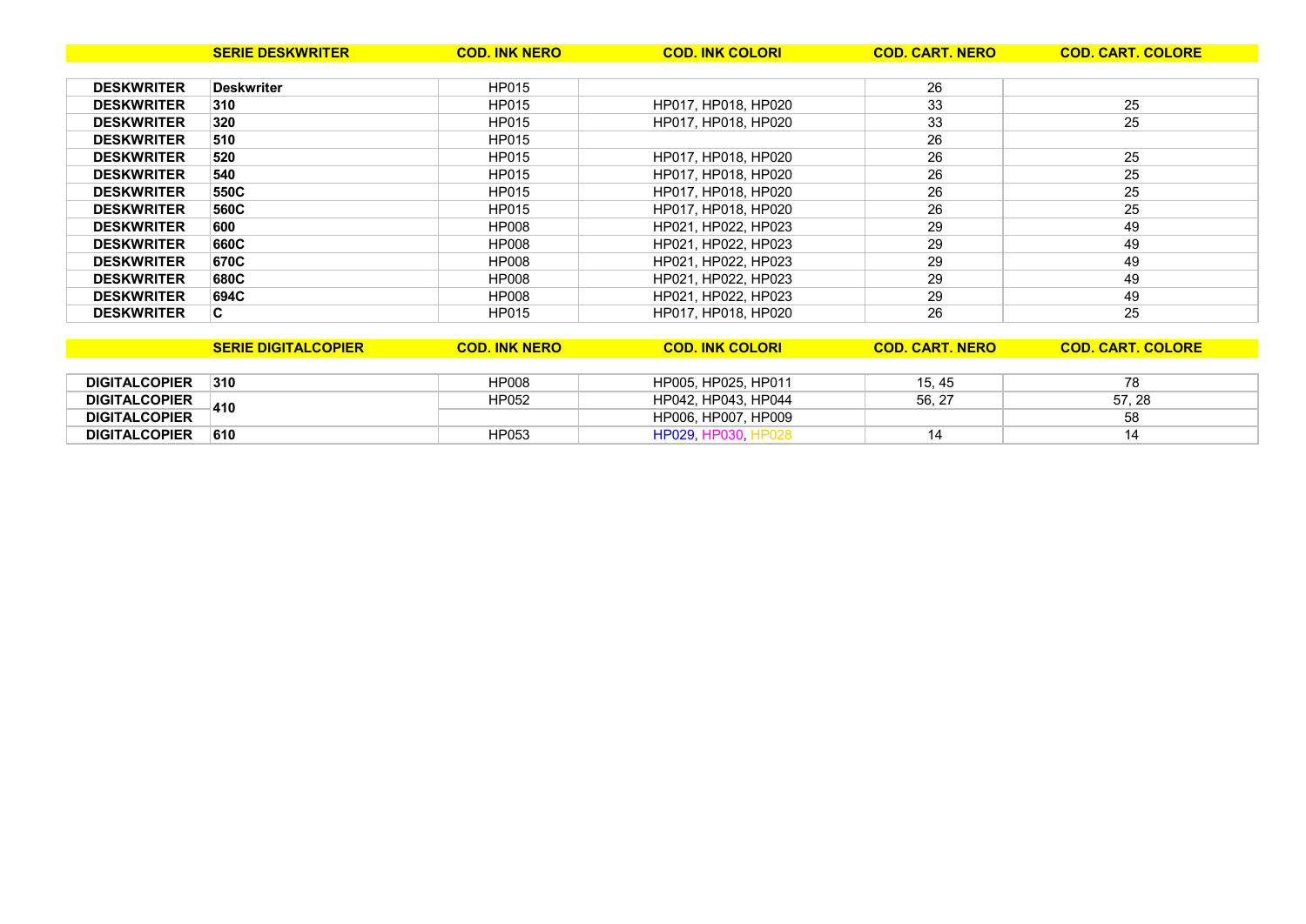| | SERIE DESKWRITER | COD. INK NERO | COD. INK COLORI | COD. CART. NERO | COD. CART. COLORE |
|---|---|---|---|---|---|
| **DESKWRITER** | **Deskwriter** | HP015 | | 26 | |
| **DESKWRITER** | **310** | HP015 | HP017, HP018, HP020 | 33 | 25 |
| **DESKWRITER** | **320** | HP015 | HP017, HP018, HP020 | 33 | 25 |
| **DESKWRITER** | **510** | HP015 | | 26 | |
| **DESKWRITER** | **520** | HP015 | HP017, HP018, HP020 | 26 | 25 |
| **DESKWRITER** | **540** | HP015 | HP017, HP018, HP020 | 26 | 25 |
| **DESKWRITER** | **550C** | HP015 | HP017, HP018, HP020 | 26 | 25 |
| **DESKWRITER** | **560C** | HP015 | HP017, HP018, HP020 | 26 | 25 |
| **DESKWRITER** | **600** | HP008 | HP021, HP022, HP023 | 29 | 49 |
| **DESKWRITER** | **660C** | HP008 | HP021, HP022, HP023 | 29 | 49 |
| **DESKWRITER** | **670C** | HP008 | HP021, HP022, HP023 | 29 | 49 |
| **DESKWRITER** | **680C** | HP008 | HP021, HP022, HP023 | 29 | 49 |
| **DESKWRITER** | **694C** | HP008 | HP021, HP022, HP023 | 29 | 49 |
| **DESKWRITER** | **C** | HP015 | HP017, HP018, HP020 | 26 | 25 |

| | SERIE DIGITALCOPIER | COD. INK NERO | COD. INK COLORI | COD. CART. NERO | COD. CART. COLORE |
|---|---|---|---|---|---|
| **DIGITALCOPIER** | **310** | HP008 | HP005, HP025, HP011 | 15, 45 | 78 |
| **DIGITALCOPIER** | **410** | HP052 | HP042, HP043, HP044 | 56, 27 | 57, 28 |
| **DIGITALCOPIER** | | | HP006, HP007, HP009 | | 58 |
| **DIGITALCOPIER** | **610** | HP053 | HP029, HP030, HP028 | 14 | 14 |